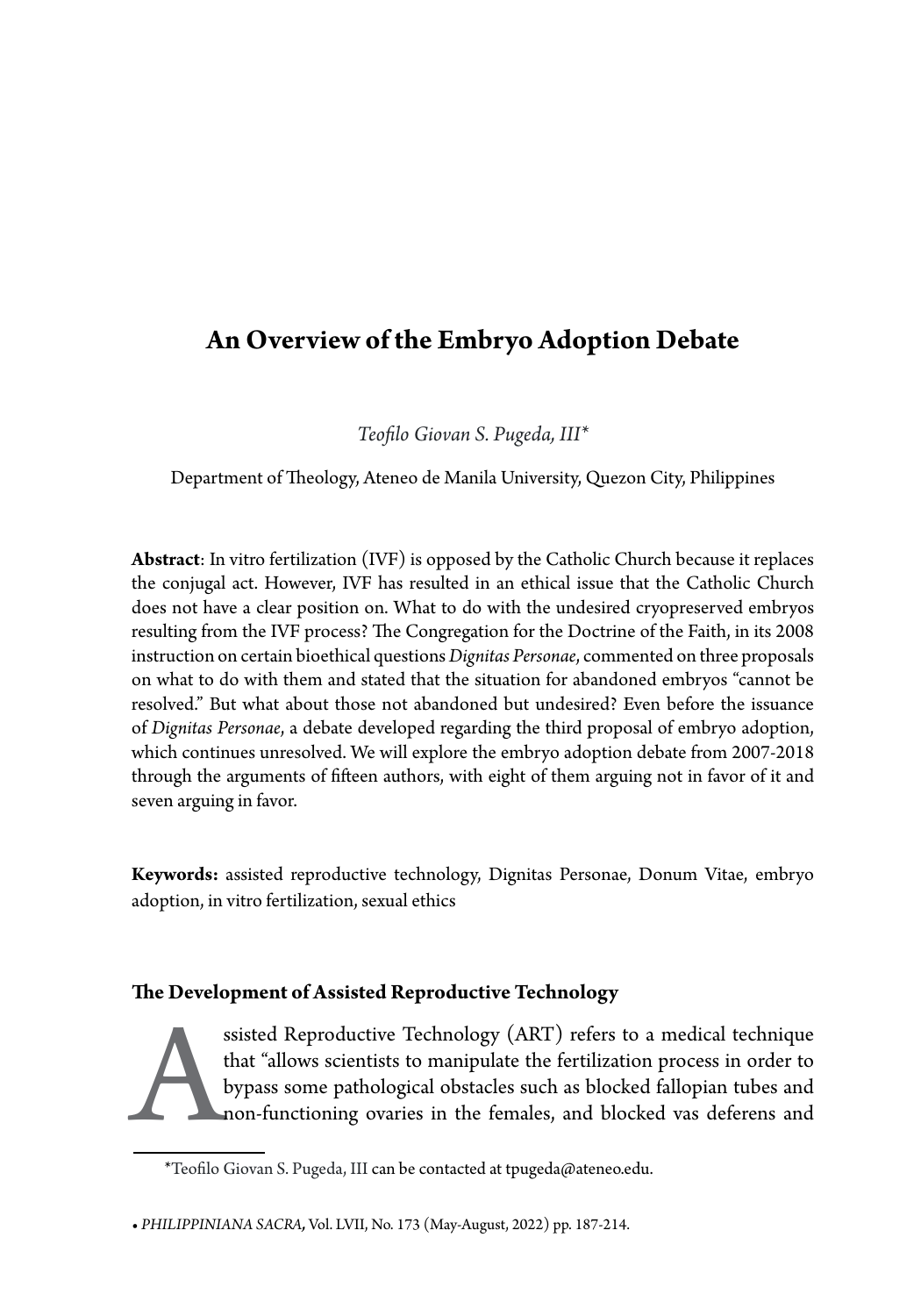# An Overview of the Embryo Adoption Debate

*Teofilo Giovan S. Pugeda, III**

Department of Theology, Ateneo de Manila University, Quezon City, Philippines

**Abstract**: In vitro fertilization (IVF) is opposed by the Catholic Church because it replaces the conjugal act. However, IVF has resulted in an ethical issue that the Catholic Church does not have a clear position on. What to do with the undesired cryopreserved embryos resulting from the IVF process? The Congregation for the Doctrine of the Faith, in its 2008 instruction on certain bioethical questions *Dignitas Personae*, commented on three proposals on what to do with them and stated that the situation for abandoned embryos "cannot be resolved." But what about those not abandoned but undesired? Even before the issuance of *Dignitas Personae*, a debate developed regarding the third proposal of embryo adoption, which continues unresolved. We will explore the embryo adoption debate from 2007-2018 through the arguments of fifteen authors, with eight of them arguing not in favor of it and seven arguing in favor.

**Keywords:** assisted reproductive technology, Dignitas Personae, Donum Vitae, embryo adoption, in vitro fertilization, sexual ethics

## The Development of Assisted Reproductive Technology

Assisted Reproductive Technology (ART) refers to a medical technique that "allows scientists to manipulate the fertilization process in order to bypass some pathological obstacles such as blocked fallopian tubes and non-functioning ovaries in the females, and blocked vas deferens and

*Teofilo Giovan S. Pugeda, III can be contacted at tpugeda@ateneo.edu.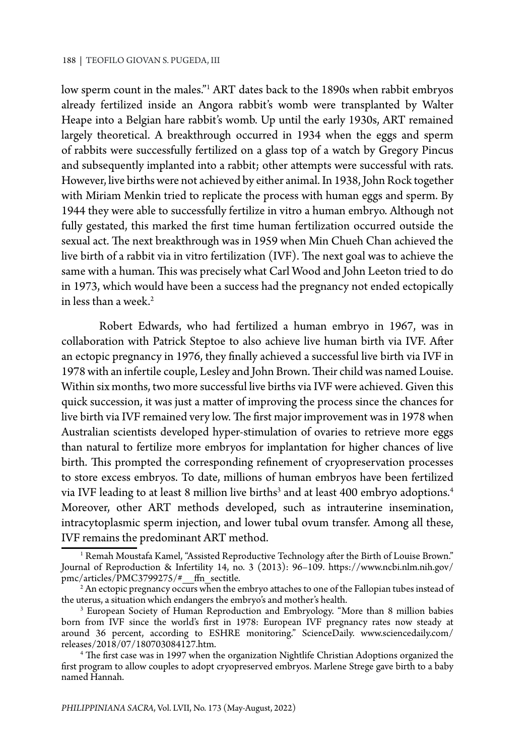low sperm count in the males."[1] ART dates back to the 1890s when rabbit embryos already fertilized inside an Angora rabbit's womb were transplanted by Walter Heape into a Belgian hare rabbit's womb. Up until the early 1930s, ART remained largely theoretical. A breakthrough occurred in 1934 when the eggs and sperm of rabbits were successfully fertilized on a glass top of a watch by Gregory Pincus and subsequently implanted into a rabbit; other attempts were successful with rats. However, live births were not achieved by either animal. In 1938, John Rock together with Miriam Menkin tried to replicate the process with human eggs and sperm. By 1944 they were able to successfully fertilize in vitro a human embryo. Although not fully gestated, this marked the first time human fertilization occurred outside the sexual act. The next breakthrough was in 1959 when Min Chueh Chan achieved the live birth of a rabbit via in vitro fertilization (IVF). The next goal was to achieve the same with a human. This was precisely what Carl Wood and John Leeton tried to do in 1973, which would have been a success had the pregnancy not ended ectopically in less than a week.[2]

Robert Edwards, who had fertilized a human embryo in 1967, was in collaboration with Patrick Steptoe to also achieve live human birth via IVF. After an ectopic pregnancy in 1976, they finally achieved a successful live birth via IVF in 1978 with an infertile couple, Lesley and John Brown. Their child was named Louise. Within six months, two more successful live births via IVF were achieved. Given this quick succession, it was just a matter of improving the process since the chances for live birth via IVF remained very low. The first major improvement was in 1978 when Australian scientists developed hyper-stimulation of ovaries to retrieve more eggs than natural to fertilize more embryos for implantation for higher chances of live birth. This prompted the corresponding refinement of cryopreservation processes to store excess embryos. To date, millions of human embryos have been fertilized via IVF leading to at least 8 million live births[3] and at least 400 embryo adoptions.[4] Moreover, other ART methods developed, such as intrauterine insemination, intracytoplasmic sperm injection, and lower tubal ovum transfer. Among all these, IVF remains the predominant ART method.

---

[1] Remah Moustafa Kamel, "Assisted Reproductive Technology after the Birth of Louise Brown." Journal of Reproduction & Infertility 14, no. 3 (2013): 96–109. https://www.ncbi.nlm.nih.gov/pmc/articles/PMC3799275/#__ffn_sectitle.

[2] An ectopic pregnancy occurs when the embryo attaches to one of the Fallopian tubes instead of the uterus, a situation which endangers the embryo's and mother's health.

[3] European Society of Human Reproduction and Embryology. "More than 8 million babies born from IVF since the world's first in 1978: European IVF pregnancy rates now steady at around 36 percent, according to ESHRE monitoring." ScienceDaily. www.sciencedaily.com/releases/2018/07/180703084127.htm.

[4] The first case was in 1997 when the organization Nightlife Christian Adoptions organized the first program to allow couples to adopt cryopreserved embryos. Marlene Strege gave birth to a baby named Hannah.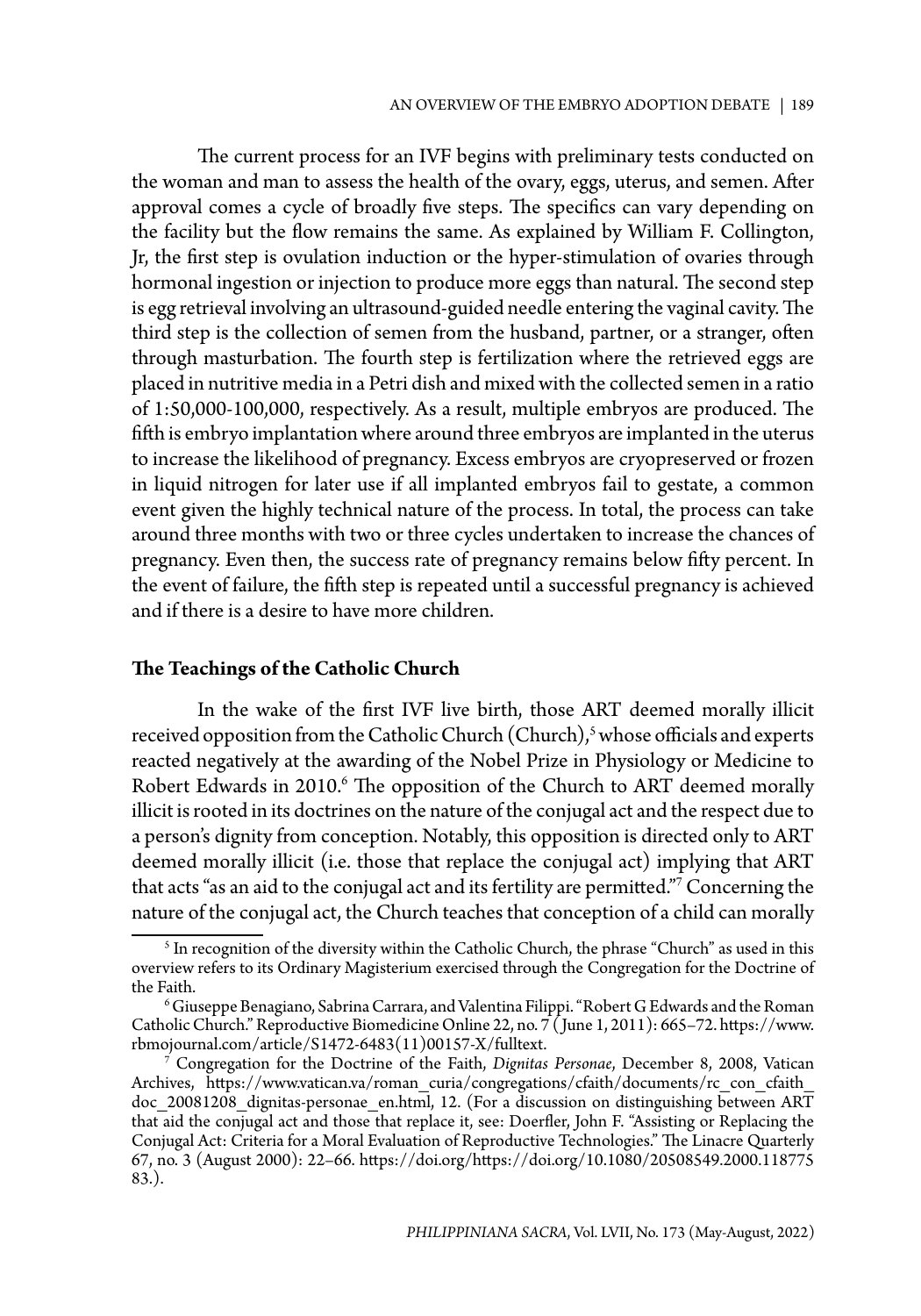The current process for an IVF begins with preliminary tests conducted on the woman and man to assess the health of the ovary, eggs, uterus, and semen. After approval comes a cycle of broadly five steps. The specifics can vary depending on the facility but the flow remains the same. As explained by William F. Collington, Jr, the first step is ovulation induction or the hyper-stimulation of ovaries through hormonal ingestion or injection to produce more eggs than natural. The second step is egg retrieval involving an ultrasound-guided needle entering the vaginal cavity. The third step is the collection of semen from the husband, partner, or a stranger, often through masturbation. The fourth step is fertilization where the retrieved eggs are placed in nutritive media in a Petri dish and mixed with the collected semen in a ratio of 1:50,000-100,000, respectively. As a result, multiple embryos are produced. The fifth is embryo implantation where around three embryos are implanted in the uterus to increase the likelihood of pregnancy. Excess embryos are cryopreserved or frozen in liquid nitrogen for later use if all implanted embryos fail to gestate, a common event given the highly technical nature of the process. In total, the process can take around three months with two or three cycles undertaken to increase the chances of pregnancy. Even then, the success rate of pregnancy remains below fifty percent. In the event of failure, the fifth step is repeated until a successful pregnancy is achieved and if there is a desire to have more children.

## The Teachings of the Catholic Church

In the wake of the first IVF live birth, those ART deemed morally illicit received opposition from the Catholic Church (Church),[5] whose officials and experts reacted negatively at the awarding of the Nobel Prize in Physiology or Medicine to Robert Edwards in 2010.[6] The opposition of the Church to ART deemed morally illicit is rooted in its doctrines on the nature of the conjugal act and the respect due to a person's dignity from conception. Notably, this opposition is directed only to ART deemed morally illicit (i.e. those that replace the conjugal act) implying that ART that acts "as an aid to the conjugal act and its fertility are permitted."[7] Concerning the nature of the conjugal act, the Church teaches that conception of a child can morally

[5] In recognition of the diversity within the Catholic Church, the phrase "Church" as used in this overview refers to its Ordinary Magisterium exercised through the Congregation for the Doctrine of the Faith.

[6] Giuseppe Benagiano, Sabrina Carrara, and Valentina Filippi. "Robert G Edwards and the Roman Catholic Church." Reproductive Biomedicine Online 22, no. 7 ( June 1, 2011): 665–72. https://www.rbmojournal.com/article/S1472-6483(11)00157-X/fulltext.

[7] Congregation for the Doctrine of the Faith, *Dignitas Personae*, December 8, 2008, Vatican Archives, https://www.vatican.va/roman_curia/congregations/cfaith/documents/rc_con_cfaith_doc_20081208_dignitas-personae_en.html, 12. (For a discussion on distinguishing between ART that aid the conjugal act and those that replace it, see: Doerfler, John F. "Assisting or Replacing the Conjugal Act: Criteria for a Moral Evaluation of Reproductive Technologies." The Linacre Quarterly 67, no. 3 (August 2000): 22–66. https://doi.org/https://doi.org/10.1080/20508549.2000.11877583.).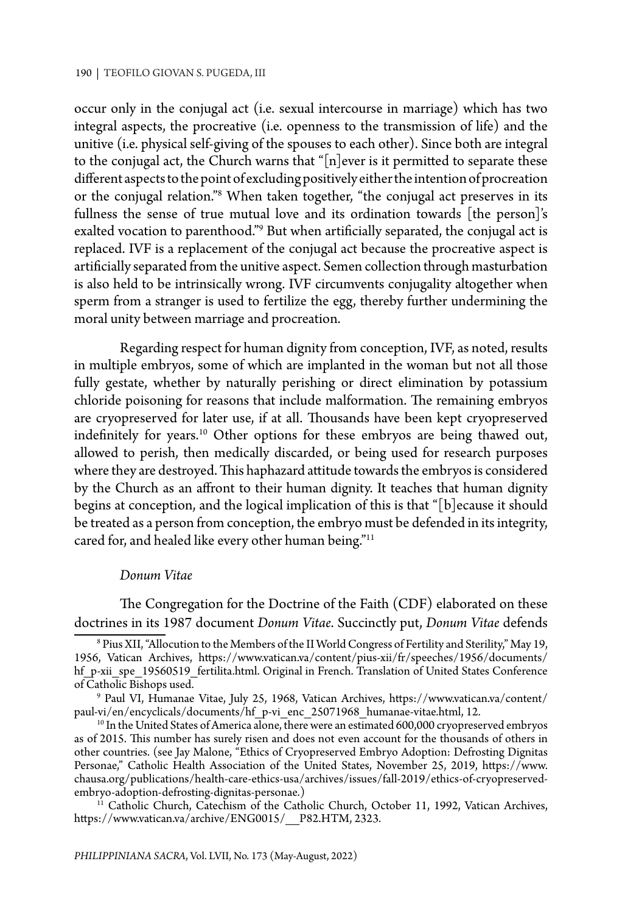occur only in the conjugal act (i.e. sexual intercourse in marriage) which has two integral aspects, the procreative (i.e. openness to the transmission of life) and the unitive (i.e. physical self-giving of the spouses to each other). Since both are integral to the conjugal act, the Church warns that "[n]ever is it permitted to separate these different aspects to the point of excluding positively either the intention of procreation or the conjugal relation."[8] When taken together, "the conjugal act preserves in its fullness the sense of true mutual love and its ordination towards [the person]'s exalted vocation to parenthood."[9] But when artificially separated, the conjugal act is replaced. IVF is a replacement of the conjugal act because the procreative aspect is artificially separated from the unitive aspect. Semen collection through masturbation is also held to be intrinsically wrong. IVF circumvents conjugality altogether when sperm from a stranger is used to fertilize the egg, thereby further undermining the moral unity between marriage and procreation.

Regarding respect for human dignity from conception, IVF, as noted, results in multiple embryos, some of which are implanted in the woman but not all those fully gestate, whether by naturally perishing or direct elimination by potassium chloride poisoning for reasons that include malformation. The remaining embryos are cryopreserved for later use, if at all. Thousands have been kept cryopreserved indefinitely for years.[10] Other options for these embryos are being thawed out, allowed to perish, then medically discarded, or being used for research purposes where they are destroyed. This haphazard attitude towards the embryos is considered by the Church as an affront to their human dignity. It teaches that human dignity begins at conception, and the logical implication of this is that "[b]ecause it should be treated as a person from conception, the embryo must be defended in its integrity, cared for, and healed like every other human being."[11]

### *Donum Vitae*

The Congregation for the Doctrine of the Faith (CDF) elaborated on these doctrines in its 1987 document *Donum Vitae*. Succinctly put, *Donum Vitae* defends

---

[8] Pius XII, "Allocution to the Members of the II World Congress of Fertility and Sterility," May 19, 1956, Vatican Archives, https://www.vatican.va/content/pius-xii/fr/speeches/1956/documents/hf_p-xii_spe_19560519_fertilita.html. Original in French. Translation of United States Conference of Catholic Bishops used.

[9] Paul VI, Humanae Vitae, July 25, 1968, Vatican Archives, https://www.vatican.va/content/paul-vi/en/encyclicals/documents/hf_p-vi_enc_25071968_humanae-vitae.html, 12.

[10] In the United States of America alone, there were an estimated 600,000 cryopreserved embryos as of 2015. This number has surely risen and does not even account for the thousands of others in other countries. (see Jay Malone, "Ethics of Cryopreserved Embryo Adoption: Defrosting Dignitas Personae," Catholic Health Association of the United States, November 25, 2019, https://www.chausa.org/publications/health-care-ethics-usa/archives/issues/fall-2019/ethics-of-cryopreserved-embryo-adoption-defrosting-dignitas-personae.)

[11] Catholic Church, Catechism of the Catholic Church, October 11, 1992, Vatican Archives, https://www.vatican.va/archive/ENG0015/__P82.HTM, 2323.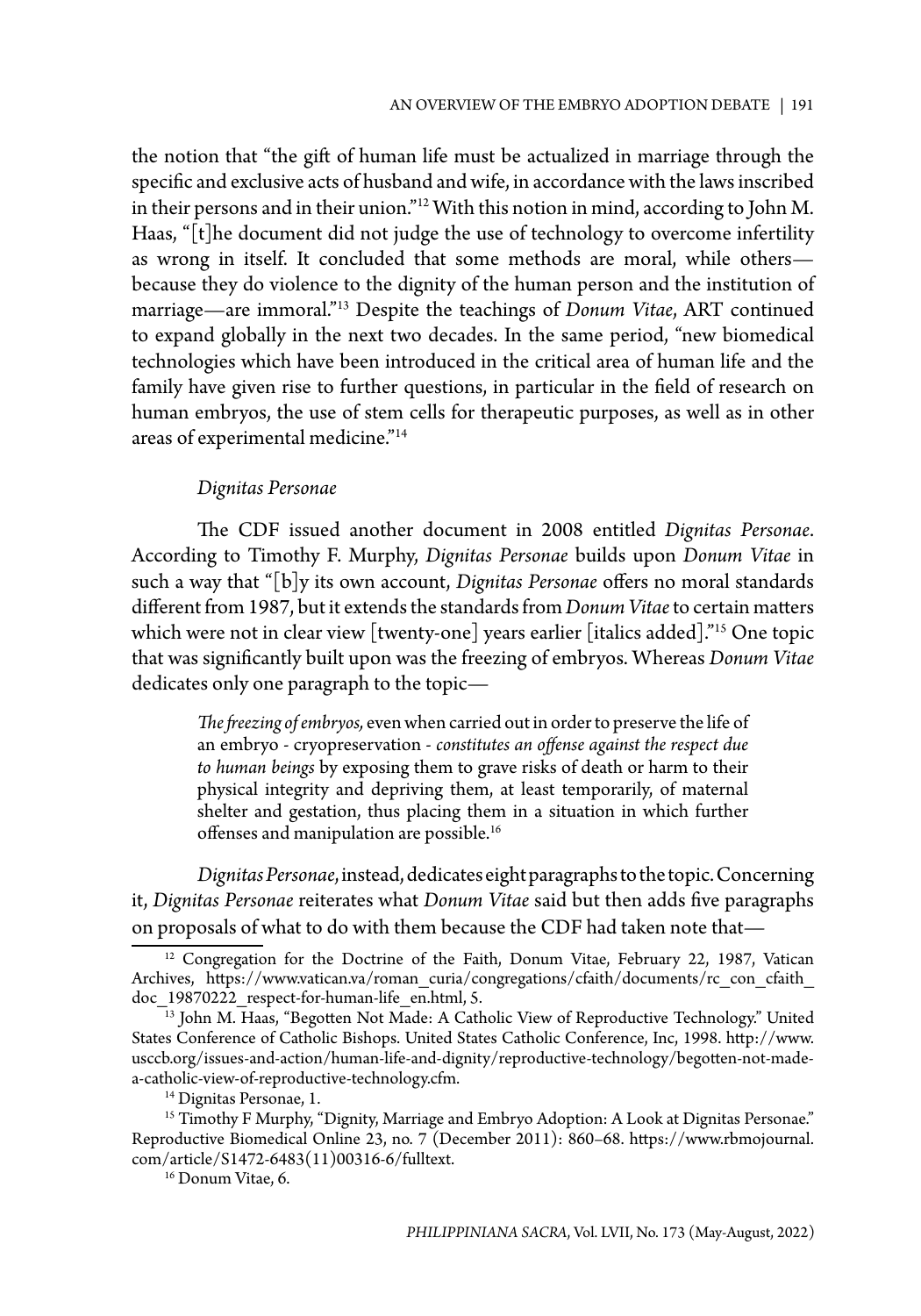the notion that "the gift of human life must be actualized in marriage through the specific and exclusive acts of husband and wife, in accordance with the laws inscribed in their persons and in their union."[12] With this notion in mind, according to John M. Haas, "[t]he document did not judge the use of technology to overcome infertility as wrong in itself. It concluded that some methods are moral, while others—because they do violence to the dignity of the human person and the institution of marriage—are immoral."[13] Despite the teachings of *Donum Vitae*, ART continued to expand globally in the next two decades. In the same period, "new biomedical technologies which have been introduced in the critical area of human life and the family have given rise to further questions, in particular in the field of research on human embryos, the use of stem cells for therapeutic purposes, as well as in other areas of experimental medicine."[14]

### *Dignitas Personae*

The CDF issued another document in 2008 entitled *Dignitas Personae*. According to Timothy F. Murphy, *Dignitas Personae* builds upon *Donum Vitae* in such a way that "[b]y its own account, *Dignitas Personae* offers no moral standards different from 1987, but it extends the standards from *Donum Vitae* to certain matters which were not in clear view [twenty-one] years earlier [italics added]."[15] One topic that was significantly built upon was the freezing of embryos. Whereas *Donum Vitae* dedicates only one paragraph to the topic—

> *The freezing of embryos,* even when carried out in order to preserve the life of an embryo - cryopreservation - *constitutes an offense against the respect due to human beings* by exposing them to grave risks of death or harm to their physical integrity and depriving them, at least temporarily, of maternal shelter and gestation, thus placing them in a situation in which further offenses and manipulation are possible.[16]

*Dignitas Personae*, instead, dedicates eight paragraphs to the topic. Concerning it, *Dignitas Personae* reiterates what *Donum Vitae* said but then adds five paragraphs on proposals of what to do with them because the CDF had taken note that—

---

[12] Congregation for the Doctrine of the Faith, Donum Vitae, February 22, 1987, Vatican Archives, https://www.vatican.va/roman_curia/congregations/cfaith/documents/rc_con_cfaith_doc_19870222_respect-for-human-life_en.html, 5.

[13] John M. Haas, "Begotten Not Made: A Catholic View of Reproductive Technology." United States Conference of Catholic Bishops. United States Catholic Conference, Inc, 1998. http://www.usccb.org/issues-and-action/human-life-and-dignity/reproductive-technology/begotten-not-made-a-catholic-view-of-reproductive-technology.cfm.

[14] Dignitas Personae, 1.

[15] Timothy F Murphy, "Dignity, Marriage and Embryo Adoption: A Look at Dignitas Personae." Reproductive Biomedical Online 23, no. 7 (December 2011): 860–68. https://www.rbmojournal.com/article/S1472-6483(11)00316-6/fulltext.

[16] Donum Vitae, 6.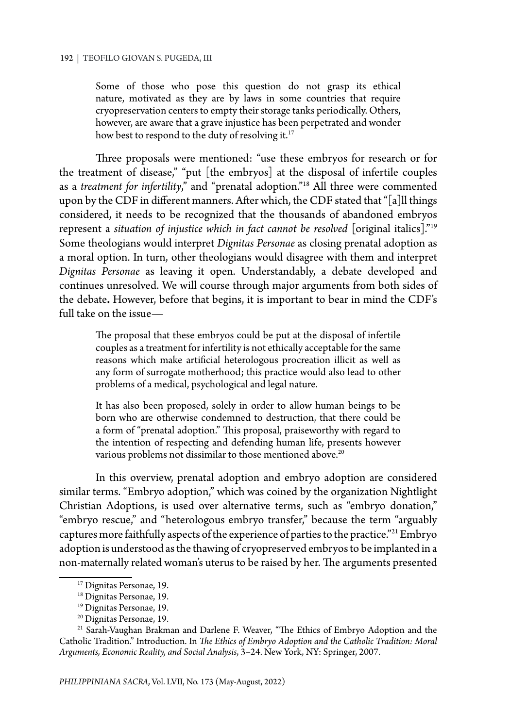> Some of those who pose this question do not grasp its ethical nature, motivated as they are by laws in some countries that require cryopreservation centers to empty their storage tanks periodically. Others, however, are aware that a grave injustice has been perpetrated and wonder how best to respond to the duty of resolving it.[17]

Three proposals were mentioned: "use these embryos for research or for the treatment of disease," "put [the embryos] at the disposal of infertile couples as a *treatment for infertility*," and "prenatal adoption."[18] All three were commented upon by the CDF in different manners. After which, the CDF stated that "[a]ll things considered, it needs to be recognized that the thousands of abandoned embryos represent a *situation of injustice which in fact cannot be resolved* [original italics]."[19] Some theologians would interpret *Dignitas Personae* as closing prenatal adoption as a moral option. In turn, other theologians would disagree with them and interpret *Dignitas Personae* as leaving it open. Understandably, a debate developed and continues unresolved. We will course through major arguments from both sides of the debate**.** However, before that begins, it is important to bear in mind the CDF's full take on the issue—

> The proposal that these embryos could be put at the disposal of infertile couples as a treatment for infertility is not ethically acceptable for the same reasons which make artificial heterologous procreation illicit as well as any form of surrogate motherhood; this practice would also lead to other problems of a medical, psychological and legal nature.
>
> It has also been proposed, solely in order to allow human beings to be born who are otherwise condemned to destruction, that there could be a form of "prenatal adoption." This proposal, praiseworthy with regard to the intention of respecting and defending human life, presents however various problems not dissimilar to those mentioned above.[20]

In this overview, prenatal adoption and embryo adoption are considered similar terms. "Embryo adoption," which was coined by the organization Nightlight Christian Adoptions, is used over alternative terms, such as "embryo donation," "embryo rescue," and "heterologous embryo transfer," because the term "arguably captures more faithfully aspects of the experience of parties to the practice."[21] Embryo adoption is understood as the thawing of cryopreserved embryos to be implanted in a non-maternally related woman's uterus to be raised by her. The arguments presented

---

[17] Dignitas Personae, 19.

[18] Dignitas Personae, 19.

[19] Dignitas Personae, 19.

[20] Dignitas Personae, 19.

[21] Sarah-Vaughan Brakman and Darlene F. Weaver, "The Ethics of Embryo Adoption and the Catholic Tradition." Introduction. In *The Ethics of Embryo Adoption and the Catholic Tradition: Moral Arguments, Economic Reality, and Social Analysis*, 3–24. New York, NY: Springer, 2007.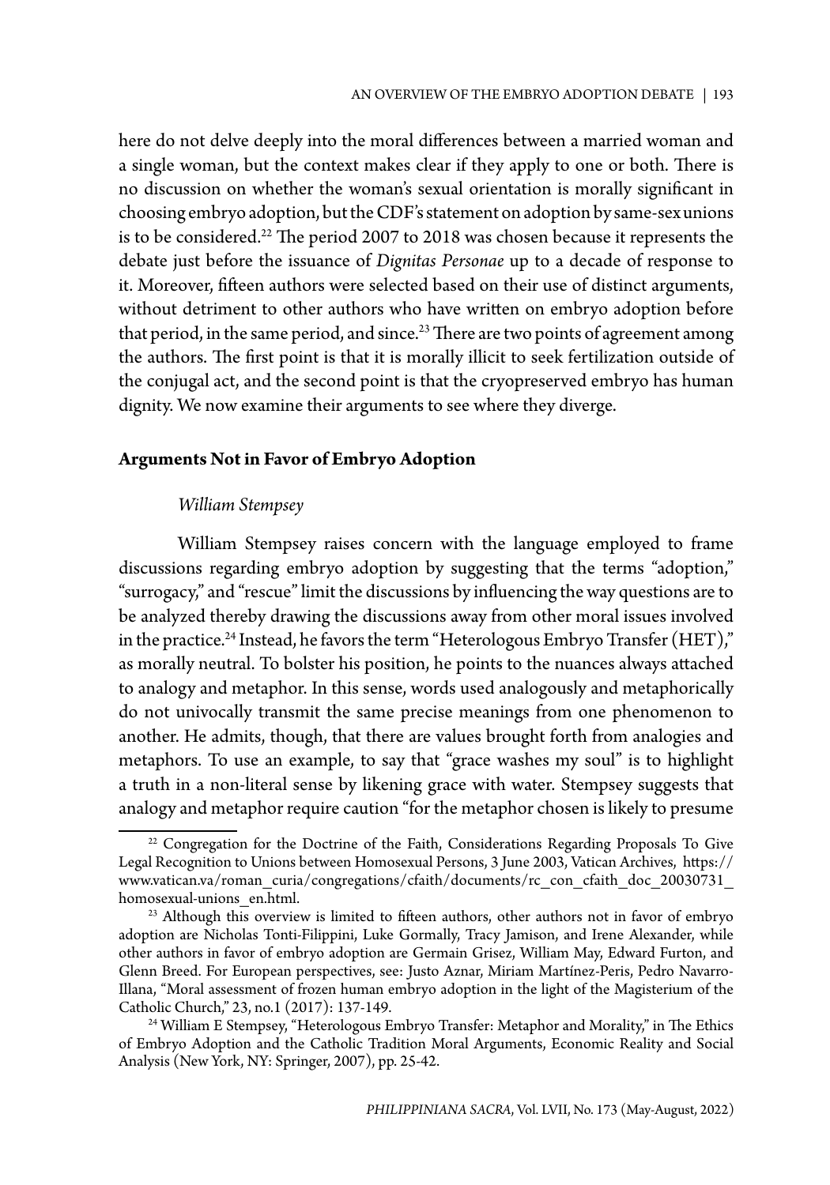here do not delve deeply into the moral differences between a married woman and a single woman, but the context makes clear if they apply to one or both. There is no discussion on whether the woman's sexual orientation is morally significant in choosing embryo adoption, but the CDF's statement on adoption by same-sex unions is to be considered.[22] The period 2007 to 2018 was chosen because it represents the debate just before the issuance of *Dignitas Personae* up to a decade of response to it. Moreover, fifteen authors were selected based on their use of distinct arguments, without detriment to other authors who have written on embryo adoption before that period, in the same period, and since.[23] There are two points of agreement among the authors. The first point is that it is morally illicit to seek fertilization outside of the conjugal act, and the second point is that the cryopreserved embryo has human dignity. We now examine their arguments to see where they diverge.

## Arguments Not in Favor of Embryo Adoption

### *William Stempsey*

William Stempsey raises concern with the language employed to frame discussions regarding embryo adoption by suggesting that the terms "adoption," "surrogacy," and "rescue" limit the discussions by influencing the way questions are to be analyzed thereby drawing the discussions away from other moral issues involved in the practice.[24] Instead, he favors the term "Heterologous Embryo Transfer (HET)," as morally neutral. To bolster his position, he points to the nuances always attached to analogy and metaphor. In this sense, words used analogously and metaphorically do not univocally transmit the same precise meanings from one phenomenon to another. He admits, though, that there are values brought forth from analogies and metaphors. To use an example, to say that "grace washes my soul" is to highlight a truth in a non-literal sense by likening grace with water. Stempsey suggests that analogy and metaphor require caution "for the metaphor chosen is likely to presume

---

[22] Congregation for the Doctrine of the Faith, Considerations Regarding Proposals To Give Legal Recognition to Unions between Homosexual Persons, 3 June 2003, Vatican Archives, https://www.vatican.va/roman_curia/congregations/cfaith/documents/rc_con_cfaith_doc_20030731_homosexual-unions_en.html.

[23] Although this overview is limited to fifteen authors, other authors not in favor of embryo adoption are Nicholas Tonti-Filippini, Luke Gormally, Tracy Jamison, and Irene Alexander, while other authors in favor of embryo adoption are Germain Grisez, William May, Edward Furton, and Glenn Breed. For European perspectives, see: Justo Aznar, Miriam Martínez-Peris, Pedro Navarro-Illana, "Moral assessment of frozen human embryo adoption in the light of the Magisterium of the Catholic Church," 23, no.1 (2017): 137-149.

[24] William E Stempsey, "Heterologous Embryo Transfer: Metaphor and Morality," in The Ethics of Embryo Adoption and the Catholic Tradition Moral Arguments, Economic Reality and Social Analysis (New York, NY: Springer, 2007), pp. 25-42.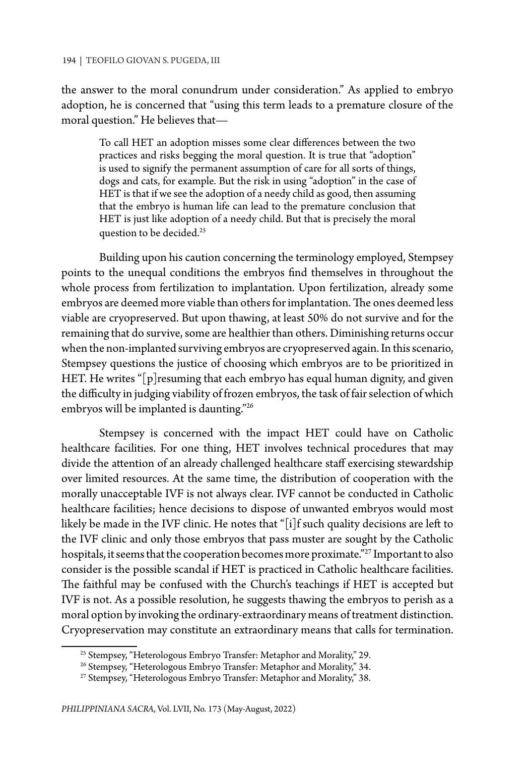the answer to the moral conundrum under consideration." As applied to embryo adoption, he is concerned that "using this term leads to a premature closure of the moral question." He believes that—

> To call HET an adoption misses some clear differences between the two practices and risks begging the moral question. It is true that "adoption" is used to signify the permanent assumption of care for all sorts of things, dogs and cats, for example. But the risk in using "adoption" in the case of HET is that if we see the adoption of a needy child as good, then assuming that the embryo is human life can lead to the premature conclusion that HET is just like adoption of a needy child. But that is precisely the moral question to be decided.[25]

Building upon his caution concerning the terminology employed, Stempsey points to the unequal conditions the embryos find themselves in throughout the whole process from fertilization to implantation. Upon fertilization, already some embryos are deemed more viable than others for implantation. The ones deemed less viable are cryopreserved. But upon thawing, at least 50% do not survive and for the remaining that do survive, some are healthier than others. Diminishing returns occur when the non-implanted surviving embryos are cryopreserved again. In this scenario, Stempsey questions the justice of choosing which embryos are to be prioritized in HET. He writes "[p]resuming that each embryo has equal human dignity, and given the difficulty in judging viability of frozen embryos, the task of fair selection of which embryos will be implanted is daunting."[26]

Stempsey is concerned with the impact HET could have on Catholic healthcare facilities. For one thing, HET involves technical procedures that may divide the attention of an already challenged healthcare staff exercising stewardship over limited resources. At the same time, the distribution of cooperation with the morally unacceptable IVF is not always clear. IVF cannot be conducted in Catholic healthcare facilities; hence decisions to dispose of unwanted embryos would most likely be made in the IVF clinic. He notes that "[i]f such quality decisions are left to the IVF clinic and only those embryos that pass muster are sought by the Catholic hospitals, it seems that the cooperation becomes more proximate."[27] Important to also consider is the possible scandal if HET is practiced in Catholic healthcare facilities. The faithful may be confused with the Church's teachings if HET is accepted but IVF is not. As a possible resolution, he suggests thawing the embryos to perish as a moral option by invoking the ordinary-extraordinary means of treatment distinction. Cryopreservation may constitute an extraordinary means that calls for termination.

---

[25] Stempsey, "Heterologous Embryo Transfer: Metaphor and Morality," 29.

[26] Stempsey, "Heterologous Embryo Transfer: Metaphor and Morality," 34.

[27] Stempsey, "Heterologous Embryo Transfer: Metaphor and Morality," 38.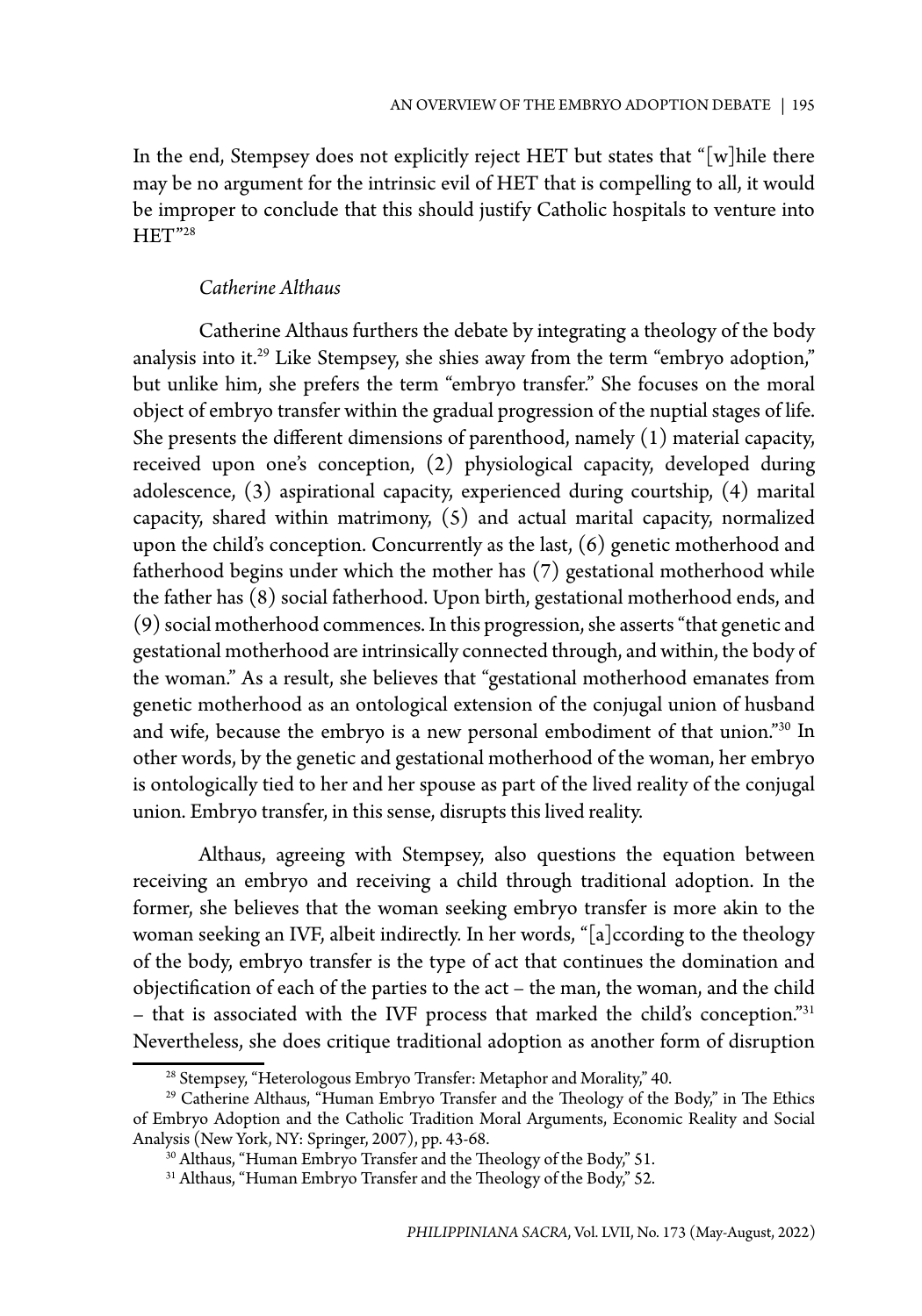In the end, Stempsey does not explicitly reject HET but states that "[w]hile there may be no argument for the intrinsic evil of HET that is compelling to all, it would be improper to conclude that this should justify Catholic hospitals to venture into HET"[28]

*Catherine Althaus*

Catherine Althaus furthers the debate by integrating a theology of the body analysis into it.[29] Like Stempsey, she shies away from the term "embryo adoption," but unlike him, she prefers the term "embryo transfer." She focuses on the moral object of embryo transfer within the gradual progression of the nuptial stages of life. She presents the different dimensions of parenthood, namely (1) material capacity, received upon one's conception, (2) physiological capacity, developed during adolescence, (3) aspirational capacity, experienced during courtship, (4) marital capacity, shared within matrimony, (5) and actual marital capacity, normalized upon the child's conception. Concurrently as the last, (6) genetic motherhood and fatherhood begins under which the mother has (7) gestational motherhood while the father has (8) social fatherhood. Upon birth, gestational motherhood ends, and (9) social motherhood commences. In this progression, she asserts "that genetic and gestational motherhood are intrinsically connected through, and within, the body of the woman." As a result, she believes that "gestational motherhood emanates from genetic motherhood as an ontological extension of the conjugal union of husband and wife, because the embryo is a new personal embodiment of that union."[30] In other words, by the genetic and gestational motherhood of the woman, her embryo is ontologically tied to her and her spouse as part of the lived reality of the conjugal union. Embryo transfer, in this sense, disrupts this lived reality.

Althaus, agreeing with Stempsey, also questions the equation between receiving an embryo and receiving a child through traditional adoption. In the former, she believes that the woman seeking embryo transfer is more akin to the woman seeking an IVF, albeit indirectly. In her words, "[a]ccording to the theology of the body, embryo transfer is the type of act that continues the domination and objectification of each of the parties to the act – the man, the woman, and the child – that is associated with the IVF process that marked the child's conception."[31] Nevertheless, she does critique traditional adoption as another form of disruption

[28] Stempsey, "Heterologous Embryo Transfer: Metaphor and Morality," 40.

[29] Catherine Althaus, "Human Embryo Transfer and the Theology of the Body," in The Ethics of Embryo Adoption and the Catholic Tradition Moral Arguments, Economic Reality and Social Analysis (New York, NY: Springer, 2007), pp. 43-68.

[30] Althaus, "Human Embryo Transfer and the Theology of the Body," 51.

[31] Althaus, "Human Embryo Transfer and the Theology of the Body," 52.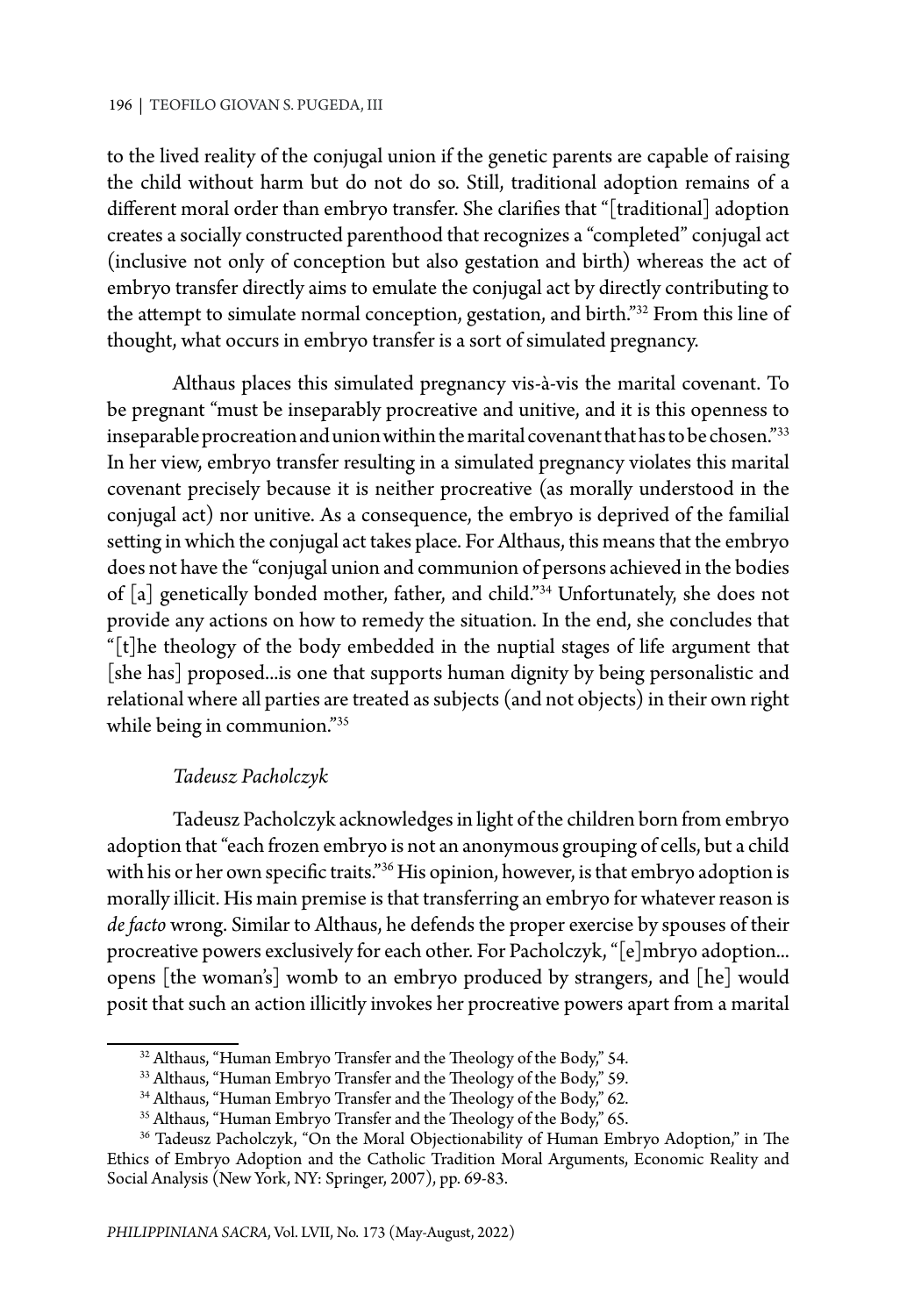to the lived reality of the conjugal union if the genetic parents are capable of raising the child without harm but do not do so. Still, traditional adoption remains of a different moral order than embryo transfer. She clarifies that "[traditional] adoption creates a socially constructed parenthood that recognizes a "completed" conjugal act (inclusive not only of conception but also gestation and birth) whereas the act of embryo transfer directly aims to emulate the conjugal act by directly contributing to the attempt to simulate normal conception, gestation, and birth."[32] From this line of thought, what occurs in embryo transfer is a sort of simulated pregnancy.

Althaus places this simulated pregnancy vis-à-vis the marital covenant. To be pregnant "must be inseparably procreative and unitive, and it is this openness to inseparable procreation and union within the marital covenant that has to be chosen."[33] In her view, embryo transfer resulting in a simulated pregnancy violates this marital covenant precisely because it is neither procreative (as morally understood in the conjugal act) nor unitive. As a consequence, the embryo is deprived of the familial setting in which the conjugal act takes place. For Althaus, this means that the embryo does not have the "conjugal union and communion of persons achieved in the bodies of [a] genetically bonded mother, father, and child."[34] Unfortunately, she does not provide any actions on how to remedy the situation. In the end, she concludes that "[t]he theology of the body embedded in the nuptial stages of life argument that [she has] proposed...is one that supports human dignity by being personalistic and relational where all parties are treated as subjects (and not objects) in their own right while being in communion."[35]

*Tadeusz Pacholczyk*

Tadeusz Pacholczyk acknowledges in light of the children born from embryo adoption that "each frozen embryo is not an anonymous grouping of cells, but a child with his or her own specific traits."[36] His opinion, however, is that embryo adoption is morally illicit. His main premise is that transferring an embryo for whatever reason is *de facto* wrong. Similar to Althaus, he defends the proper exercise by spouses of their procreative powers exclusively for each other. For Pacholczyk, "[e]mbryo adoption... opens [the woman's] womb to an embryo produced by strangers, and [he] would posit that such an action illicitly invokes her procreative powers apart from a marital

---

[32] Althaus, "Human Embryo Transfer and the Theology of the Body," 54.

[33] Althaus, "Human Embryo Transfer and the Theology of the Body," 59.

[34] Althaus, "Human Embryo Transfer and the Theology of the Body," 62.

[35] Althaus, "Human Embryo Transfer and the Theology of the Body," 65.

[36] Tadeusz Pacholczyk, "On the Moral Objectionability of Human Embryo Adoption," in The Ethics of Embryo Adoption and the Catholic Tradition Moral Arguments, Economic Reality and Social Analysis (New York, NY: Springer, 2007), pp. 69-83.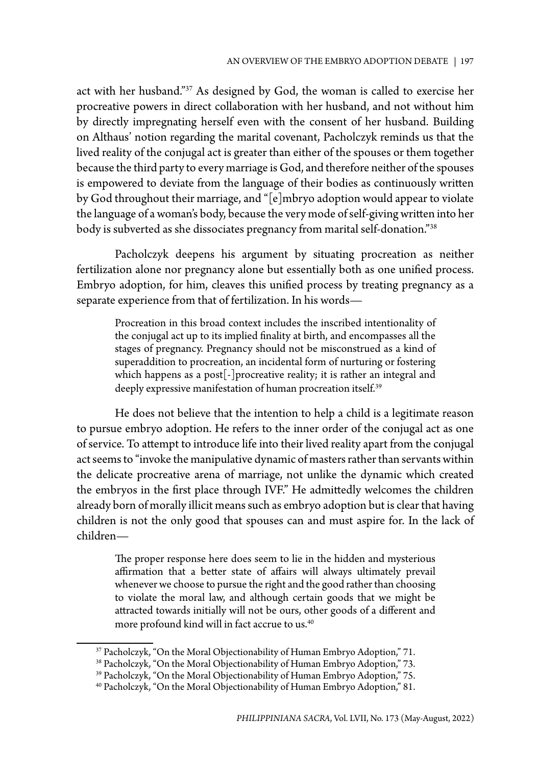act with her husband."[37] As designed by God, the woman is called to exercise her procreative powers in direct collaboration with her husband, and not without him by directly impregnating herself even with the consent of her husband. Building on Althaus' notion regarding the marital covenant, Pacholczyk reminds us that the lived reality of the conjugal act is greater than either of the spouses or them together because the third party to every marriage is God, and therefore neither of the spouses is empowered to deviate from the language of their bodies as continuously written by God throughout their marriage, and "[e]mbryo adoption would appear to violate the language of a woman's body, because the very mode of self-giving written into her body is subverted as she dissociates pregnancy from marital self-donation."[38]

Pacholczyk deepens his argument by situating procreation as neither fertilization alone nor pregnancy alone but essentially both as one unified process. Embryo adoption, for him, cleaves this unified process by treating pregnancy as a separate experience from that of fertilization. In his words—

> Procreation in this broad context includes the inscribed intentionality of the conjugal act up to its implied finality at birth, and encompasses all the stages of pregnancy. Pregnancy should not be misconstrued as a kind of superaddition to procreation, an incidental form of nurturing or fostering which happens as a post[-]procreative reality; it is rather an integral and deeply expressive manifestation of human procreation itself.[39]

He does not believe that the intention to help a child is a legitimate reason to pursue embryo adoption. He refers to the inner order of the conjugal act as one of service. To attempt to introduce life into their lived reality apart from the conjugal act seems to "invoke the manipulative dynamic of masters rather than servants within the delicate procreative arena of marriage, not unlike the dynamic which created the embryos in the first place through IVF." He admittedly welcomes the children already born of morally illicit means such as embryo adoption but is clear that having children is not the only good that spouses can and must aspire for. In the lack of children—

> The proper response here does seem to lie in the hidden and mysterious affirmation that a better state of affairs will always ultimately prevail whenever we choose to pursue the right and the good rather than choosing to violate the moral law, and although certain goods that we might be attracted towards initially will not be ours, other goods of a different and more profound kind will in fact accrue to us.[40]

---

[37] Pacholczyk, "On the Moral Objectionability of Human Embryo Adoption," 71.

[38] Pacholczyk, "On the Moral Objectionability of Human Embryo Adoption," 73.

[39] Pacholczyk, "On the Moral Objectionability of Human Embryo Adoption," 75.

[40] Pacholczyk, "On the Moral Objectionability of Human Embryo Adoption," 81.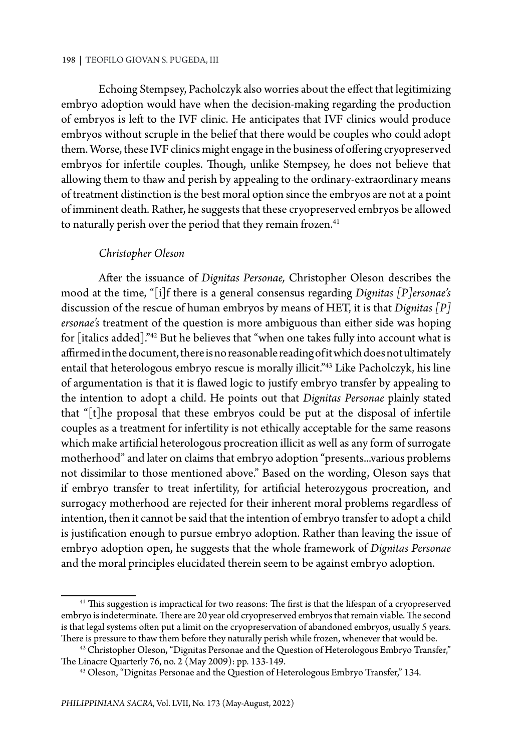Echoing Stempsey, Pacholczyk also worries about the effect that legitimizing embryo adoption would have when the decision-making regarding the production of embryos is left to the IVF clinic. He anticipates that IVF clinics would produce embryos without scruple in the belief that there would be couples who could adopt them. Worse, these IVF clinics might engage in the business of offering cryopreserved embryos for infertile couples. Though, unlike Stempsey, he does not believe that allowing them to thaw and perish by appealing to the ordinary-extraordinary means of treatment distinction is the best moral option since the embryos are not at a point of imminent death. Rather, he suggests that these cryopreserved embryos be allowed to naturally perish over the period that they remain frozen.[41]

*Christopher Oleson*

After the issuance of *Dignitas Personae,* Christopher Oleson describes the mood at the time, "[i]f there is a general consensus regarding *Dignitas [P]ersonae's* discussion of the rescue of human embryos by means of HET, it is that *Dignitas [P]ersonae's* treatment of the question is more ambiguous than either side was hoping for [italics added]."[42] But he believes that "when one takes fully into account what is affirmed in the document, there is no reasonable reading of it which does not ultimately entail that heterologous embryo rescue is morally illicit."[43] Like Pacholczyk, his line of argumentation is that it is flawed logic to justify embryo transfer by appealing to the intention to adopt a child. He points out that *Dignitas Personae* plainly stated that "[t]he proposal that these embryos could be put at the disposal of infertile couples as a treatment for infertility is not ethically acceptable for the same reasons which make artificial heterologous procreation illicit as well as any form of surrogate motherhood" and later on claims that embryo adoption "presents...various problems not dissimilar to those mentioned above." Based on the wording, Oleson says that if embryo transfer to treat infertility, for artificial heterozygous procreation, and surrogacy motherhood are rejected for their inherent moral problems regardless of intention, then it cannot be said that the intention of embryo transfer to adopt a child is justification enough to pursue embryo adoption. Rather than leaving the issue of embryo adoption open, he suggests that the whole framework of *Dignitas Personae* and the moral principles elucidated therein seem to be against embryo adoption.

---

[41] This suggestion is impractical for two reasons: The first is that the lifespan of a cryopreserved embryo is indeterminate. There are 20 year old cryopreserved embryos that remain viable. The second is that legal systems often put a limit on the cryopreservation of abandoned embryos, usually 5 years. There is pressure to thaw them before they naturally perish while frozen, whenever that would be.

[42] Christopher Oleson, "Dignitas Personae and the Question of Heterologous Embryo Transfer," The Linacre Quarterly 76, no. 2 (May 2009): pp. 133-149.

[43] Oleson, "Dignitas Personae and the Question of Heterologous Embryo Transfer," 134.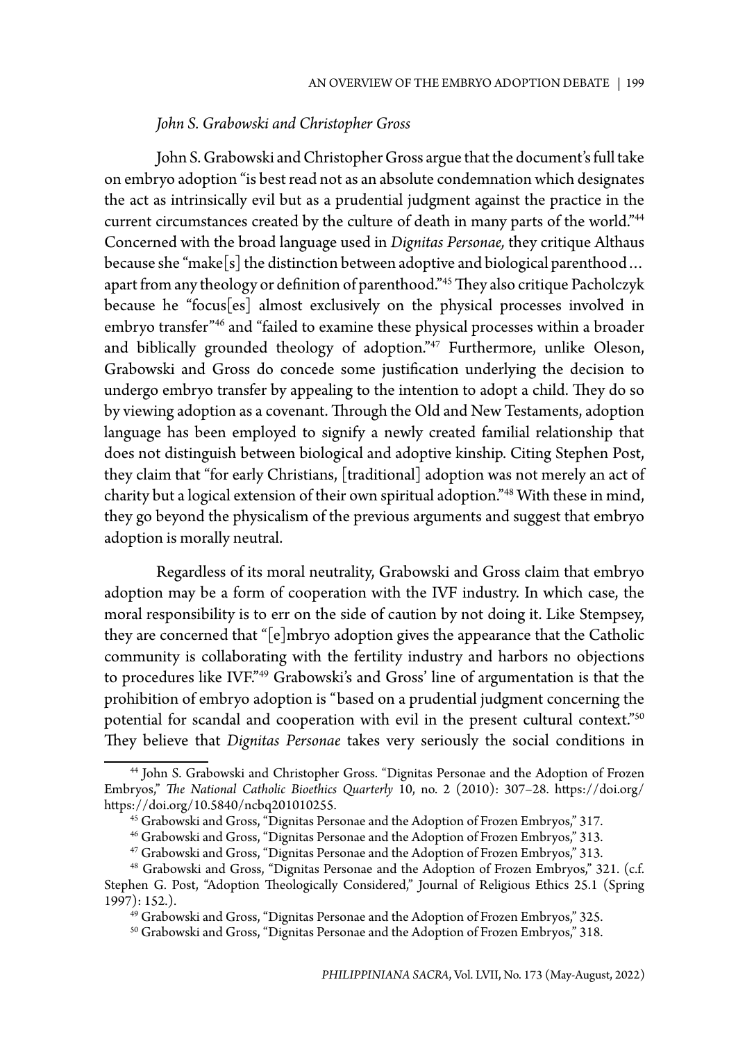### *John S. Grabowski and Christopher Gross*

John S. Grabowski and Christopher Gross argue that the document's full take on embryo adoption "is best read not as an absolute condemnation which designates the act as intrinsically evil but as a prudential judgment against the practice in the current circumstances created by the culture of death in many parts of the world."[44] Concerned with the broad language used in *Dignitas Personae,* they critique Althaus because she "make[s] the distinction between adoptive and biological parenthood… apart from any theology or definition of parenthood."[45] They also critique Pacholczyk because he "focus[es] almost exclusively on the physical processes involved in embryo transfer"[46] and "failed to examine these physical processes within a broader and biblically grounded theology of adoption."[47] Furthermore, unlike Oleson, Grabowski and Gross do concede some justification underlying the decision to undergo embryo transfer by appealing to the intention to adopt a child. They do so by viewing adoption as a covenant. Through the Old and New Testaments, adoption language has been employed to signify a newly created familial relationship that does not distinguish between biological and adoptive kinship. Citing Stephen Post, they claim that "for early Christians, [traditional] adoption was not merely an act of charity but a logical extension of their own spiritual adoption."[48] With these in mind, they go beyond the physicalism of the previous arguments and suggest that embryo adoption is morally neutral.

Regardless of its moral neutrality, Grabowski and Gross claim that embryo adoption may be a form of cooperation with the IVF industry. In which case, the moral responsibility is to err on the side of caution by not doing it. Like Stempsey, they are concerned that "[e]mbryo adoption gives the appearance that the Catholic community is collaborating with the fertility industry and harbors no objections to procedures like IVF."[49] Grabowski's and Gross' line of argumentation is that the prohibition of embryo adoption is "based on a prudential judgment concerning the potential for scandal and cooperation with evil in the present cultural context."[50] They believe that *Dignitas Personae* takes very seriously the social conditions in

---

[44] John S. Grabowski and Christopher Gross. "Dignitas Personae and the Adoption of Frozen Embryos," *The National Catholic Bioethics Quarterly* 10, no. 2 (2010): 307–28. https://doi.org/https://doi.org/10.5840/ncbq201010255.

[45] Grabowski and Gross, "Dignitas Personae and the Adoption of Frozen Embryos," 317.

[46] Grabowski and Gross, "Dignitas Personae and the Adoption of Frozen Embryos," 313.

[47] Grabowski and Gross, "Dignitas Personae and the Adoption of Frozen Embryos," 313.

[48] Grabowski and Gross, "Dignitas Personae and the Adoption of Frozen Embryos," 321. (c.f. Stephen G. Post, "Adoption Theologically Considered," Journal of Religious Ethics 25.1 (Spring 1997): 152.).

[49] Grabowski and Gross, "Dignitas Personae and the Adoption of Frozen Embryos," 325.

[50] Grabowski and Gross, "Dignitas Personae and the Adoption of Frozen Embryos," 318.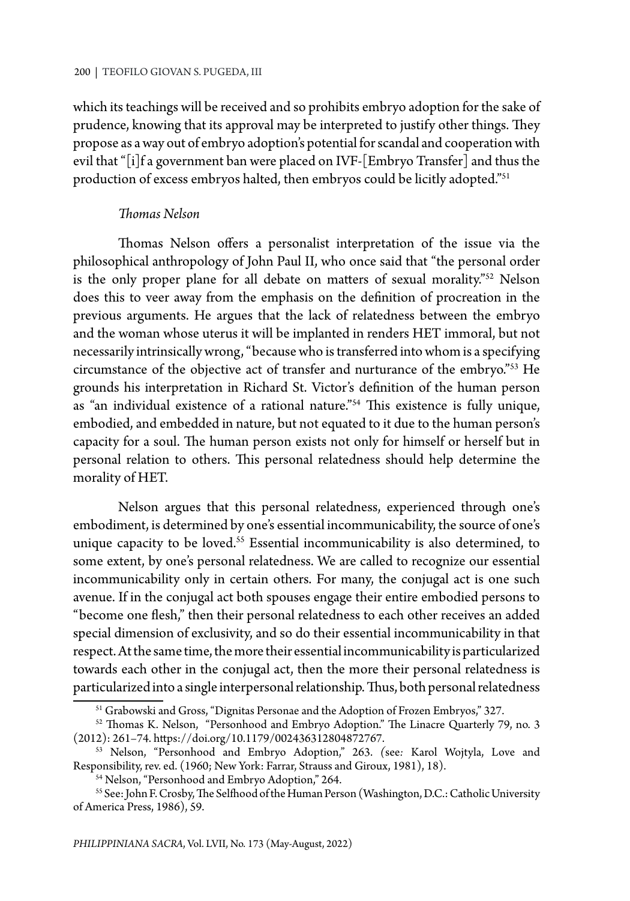which its teachings will be received and so prohibits embryo adoption for the sake of prudence, knowing that its approval may be interpreted to justify other things. They propose as a way out of embryo adoption's potential for scandal and cooperation with evil that "[i]f a government ban were placed on IVF-[Embryo Transfer] and thus the production of excess embryos halted, then embryos could be licitly adopted."[51]

### *Thomas Nelson*

Thomas Nelson offers a personalist interpretation of the issue via the philosophical anthropology of John Paul II, who once said that "the personal order is the only proper plane for all debate on matters of sexual morality."[52] Nelson does this to veer away from the emphasis on the definition of procreation in the previous arguments. He argues that the lack of relatedness between the embryo and the woman whose uterus it will be implanted in renders HET immoral, but not necessarily intrinsically wrong, "because who is transferred into whom is a specifying circumstance of the objective act of transfer and nurturance of the embryo."[53] He grounds his interpretation in Richard St. Victor's definition of the human person as "an individual existence of a rational nature."[54] This existence is fully unique, embodied, and embedded in nature, but not equated to it due to the human person's capacity for a soul. The human person exists not only for himself or herself but in personal relation to others. This personal relatedness should help determine the morality of HET.

Nelson argues that this personal relatedness, experienced through one's embodiment, is determined by one's essential incommunicability, the source of one's unique capacity to be loved.[55] Essential incommunicability is also determined, to some extent, by one's personal relatedness. We are called to recognize our essential incommunicability only in certain others. For many, the conjugal act is one such avenue. If in the conjugal act both spouses engage their entire embodied persons to "become one flesh," then their personal relatedness to each other receives an added special dimension of exclusivity, and so do their essential incommunicability in that respect. At the same time, the more their essential incommunicability is particularized towards each other in the conjugal act, then the more their personal relatedness is particularized into a single interpersonal relationship. Thus, both personal relatedness

---

[51] Grabowski and Gross, "Dignitas Personae and the Adoption of Frozen Embryos," 327.

[52] Thomas K. Nelson, "Personhood and Embryo Adoption." The Linacre Quarterly 79, no. 3 (2012): 261–74. https://doi.org/10.1179/002436312804872767.

[53] Nelson, "Personhood and Embryo Adoption," 263. (see: Karol Wojtyla, Love and Responsibility, rev. ed. (1960; New York: Farrar, Strauss and Giroux, 1981), 18).

[54] Nelson, "Personhood and Embryo Adoption," 264.

[55] See: John F. Crosby, The Selfhood of the Human Person (Washington, D.C.: Catholic University of America Press, 1986), 59.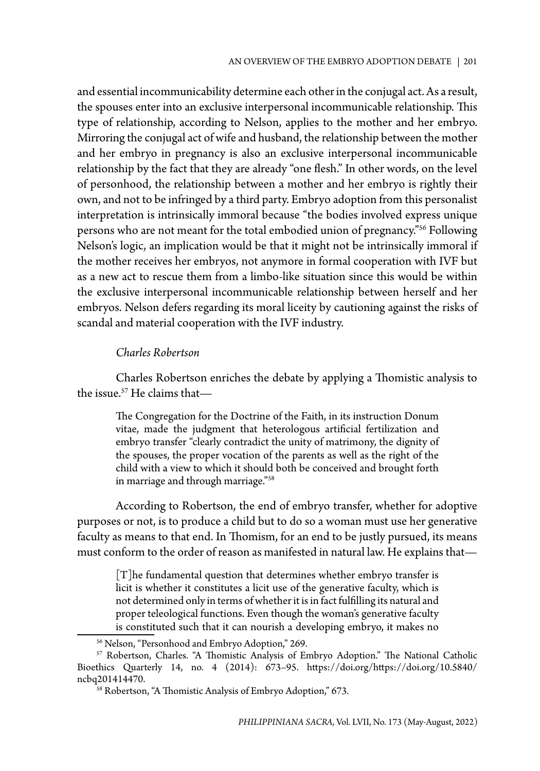and essential incommunicability determine each other in the conjugal act. As a result, the spouses enter into an exclusive interpersonal incommunicable relationship. This type of relationship, according to Nelson, applies to the mother and her embryo. Mirroring the conjugal act of wife and husband, the relationship between the mother and her embryo in pregnancy is also an exclusive interpersonal incommunicable relationship by the fact that they are already "one flesh." In other words, on the level of personhood, the relationship between a mother and her embryo is rightly their own, and not to be infringed by a third party. Embryo adoption from this personalist interpretation is intrinsically immoral because "the bodies involved express unique persons who are not meant for the total embodied union of pregnancy."[56] Following Nelson's logic, an implication would be that it might not be intrinsically immoral if the mother receives her embryos, not anymore in formal cooperation with IVF but as a new act to rescue them from a limbo-like situation since this would be within the exclusive interpersonal incommunicable relationship between herself and her embryos. Nelson defers regarding its moral liceity by cautioning against the risks of scandal and material cooperation with the IVF industry.

### *Charles Robertson*

Charles Robertson enriches the debate by applying a Thomistic analysis to the issue.[57] He claims that—

> The Congregation for the Doctrine of the Faith, in its instruction Donum vitae, made the judgment that heterologous artificial fertilization and embryo transfer "clearly contradict the unity of matrimony, the dignity of the spouses, the proper vocation of the parents as well as the right of the child with a view to which it should both be conceived and brought forth in marriage and through marriage."[58]

According to Robertson, the end of embryo transfer, whether for adoptive purposes or not, is to produce a child but to do so a woman must use her generative faculty as means to that end. In Thomism, for an end to be justly pursued, its means must conform to the order of reason as manifested in natural law. He explains that—

> [T]he fundamental question that determines whether embryo transfer is licit is whether it constitutes a licit use of the generative faculty, which is not determined only in terms of whether it is in fact fulfilling its natural and proper teleological functions. Even though the woman's generative faculty is constituted such that it can nourish a developing embryo, it makes no

[56] Nelson, "Personhood and Embryo Adoption," 269.

[57] Robertson, Charles. "A Thomistic Analysis of Embryo Adoption." The National Catholic Bioethics Quarterly 14, no. 4 (2014): 673–95. https://doi.org/https://doi.org/10.5840/ncbq201414470.

[58] Robertson, "A Thomistic Analysis of Embryo Adoption," 673.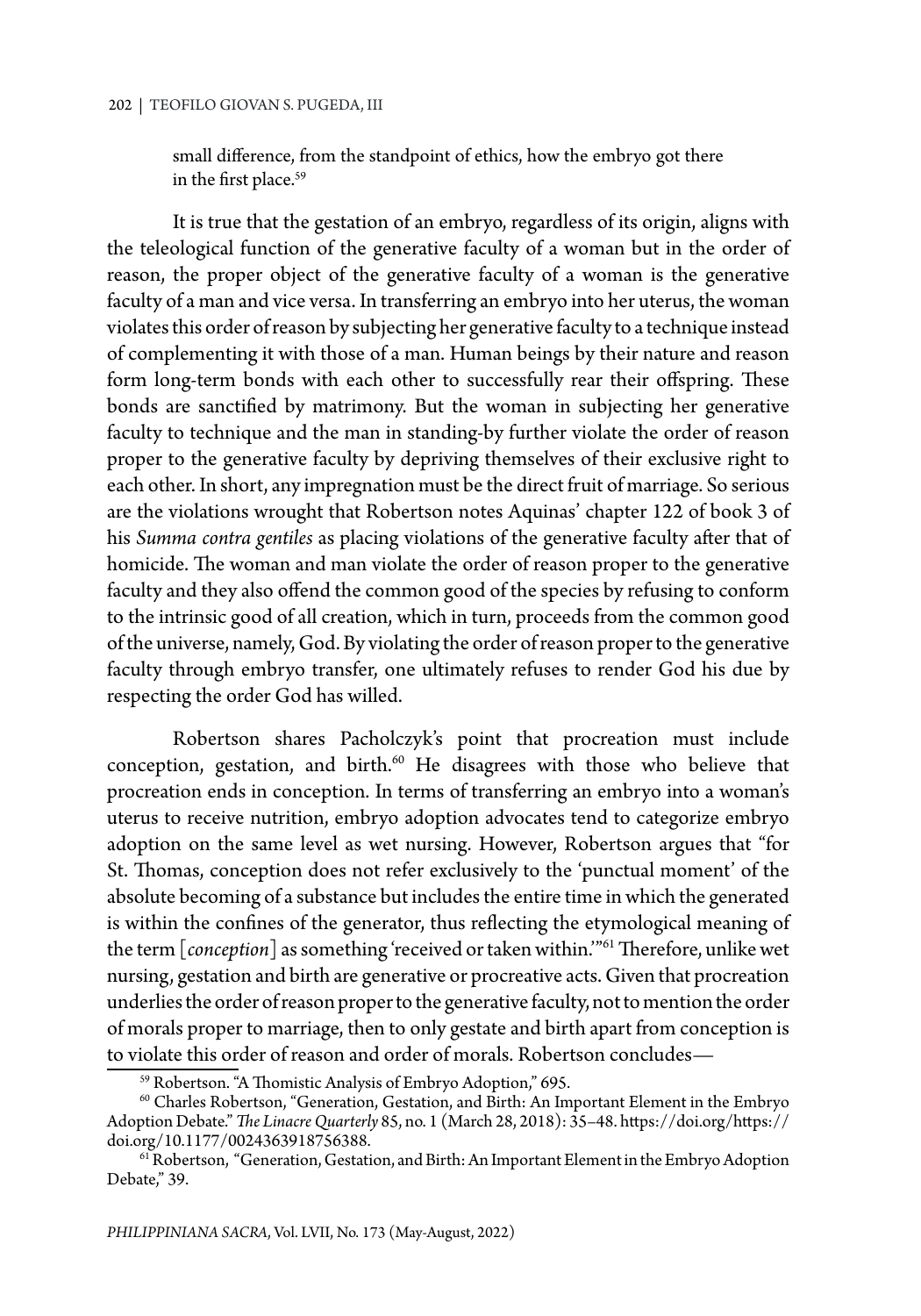> small difference, from the standpoint of ethics, how the embryo got there in the first place.[59]

It is true that the gestation of an embryo, regardless of its origin, aligns with the teleological function of the generative faculty of a woman but in the order of reason, the proper object of the generative faculty of a woman is the generative faculty of a man and vice versa. In transferring an embryo into her uterus, the woman violates this order of reason by subjecting her generative faculty to a technique instead of complementing it with those of a man. Human beings by their nature and reason form long-term bonds with each other to successfully rear their offspring. These bonds are sanctified by matrimony. But the woman in subjecting her generative faculty to technique and the man in standing-by further violate the order of reason proper to the generative faculty by depriving themselves of their exclusive right to each other. In short, any impregnation must be the direct fruit of marriage. So serious are the violations wrought that Robertson notes Aquinas' chapter 122 of book 3 of his *Summa contra gentiles* as placing violations of the generative faculty after that of homicide. The woman and man violate the order of reason proper to the generative faculty and they also offend the common good of the species by refusing to conform to the intrinsic good of all creation, which in turn, proceeds from the common good of the universe, namely, God. By violating the order of reason proper to the generative faculty through embryo transfer, one ultimately refuses to render God his due by respecting the order God has willed.

Robertson shares Pacholczyk's point that procreation must include conception, gestation, and birth.[60] He disagrees with those who believe that procreation ends in conception. In terms of transferring an embryo into a woman's uterus to receive nutrition, embryo adoption advocates tend to categorize embryo adoption on the same level as wet nursing. However, Robertson argues that "for St. Thomas, conception does not refer exclusively to the 'punctual moment' of the absolute becoming of a substance but includes the entire time in which the generated is within the confines of the generator, thus reflecting the etymological meaning of the term [*conception*] as something 'received or taken within.'"[61] Therefore, unlike wet nursing, gestation and birth are generative or procreative acts. Given that procreation underlies the order of reason proper to the generative faculty, not to mention the order of morals proper to marriage, then to only gestate and birth apart from conception is to violate this order of reason and order of morals. Robertson concludes—

---

[59] Robertson. "A Thomistic Analysis of Embryo Adoption," 695.

[60] Charles Robertson, "Generation, Gestation, and Birth: An Important Element in the Embryo Adoption Debate." *The Linacre Quarterly* 85, no. 1 (March 28, 2018): 35–48. https://doi.org/https://doi.org/10.1177/0024363918756388.

[61] Robertson, "Generation, Gestation, and Birth: An Important Element in the Embryo Adoption Debate," 39.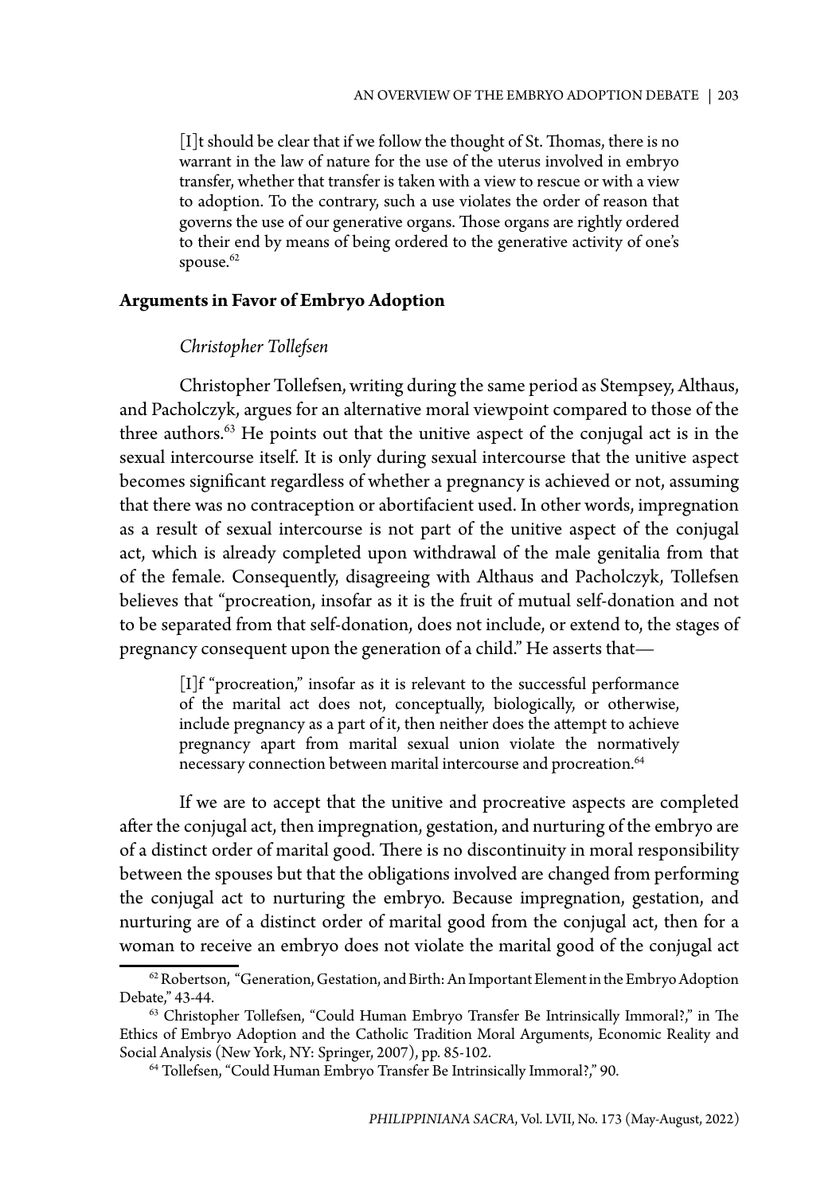> [I]t should be clear that if we follow the thought of St. Thomas, there is no warrant in the law of nature for the use of the uterus involved in embryo transfer, whether that transfer is taken with a view to rescue or with a view to adoption. To the contrary, such a use violates the order of reason that governs the use of our generative organs. Those organs are rightly ordered to their end by means of being ordered to the generative activity of one's spouse.[62]

## Arguments in Favor of Embryo Adoption

### *Christopher Tollefsen*

Christopher Tollefsen, writing during the same period as Stempsey, Althaus, and Pacholczyk, argues for an alternative moral viewpoint compared to those of the three authors.[63] He points out that the unitive aspect of the conjugal act is in the sexual intercourse itself. It is only during sexual intercourse that the unitive aspect becomes significant regardless of whether a pregnancy is achieved or not, assuming that there was no contraception or abortifacient used. In other words, impregnation as a result of sexual intercourse is not part of the unitive aspect of the conjugal act, which is already completed upon withdrawal of the male genitalia from that of the female. Consequently, disagreeing with Althaus and Pacholczyk, Tollefsen believes that "procreation, insofar as it is the fruit of mutual self-donation and not to be separated from that self-donation, does not include, or extend to, the stages of pregnancy consequent upon the generation of a child." He asserts that—

> [I]f "procreation," insofar as it is relevant to the successful performance of the marital act does not, conceptually, biologically, or otherwise, include pregnancy as a part of it, then neither does the attempt to achieve pregnancy apart from marital sexual union violate the normatively necessary connection between marital intercourse and procreation.[64]

If we are to accept that the unitive and procreative aspects are completed after the conjugal act, then impregnation, gestation, and nurturing of the embryo are of a distinct order of marital good. There is no discontinuity in moral responsibility between the spouses but that the obligations involved are changed from performing the conjugal act to nurturing the embryo. Because impregnation, gestation, and nurturing are of a distinct order of marital good from the conjugal act, then for a woman to receive an embryo does not violate the marital good of the conjugal act

---

[62] Robertson, "Generation, Gestation, and Birth: An Important Element in the Embryo Adoption Debate," 43-44.

[63] Christopher Tollefsen, "Could Human Embryo Transfer Be Intrinsically Immoral?," in The Ethics of Embryo Adoption and the Catholic Tradition Moral Arguments, Economic Reality and Social Analysis (New York, NY: Springer, 2007), pp. 85-102.

[64] Tollefsen, "Could Human Embryo Transfer Be Intrinsically Immoral?," 90.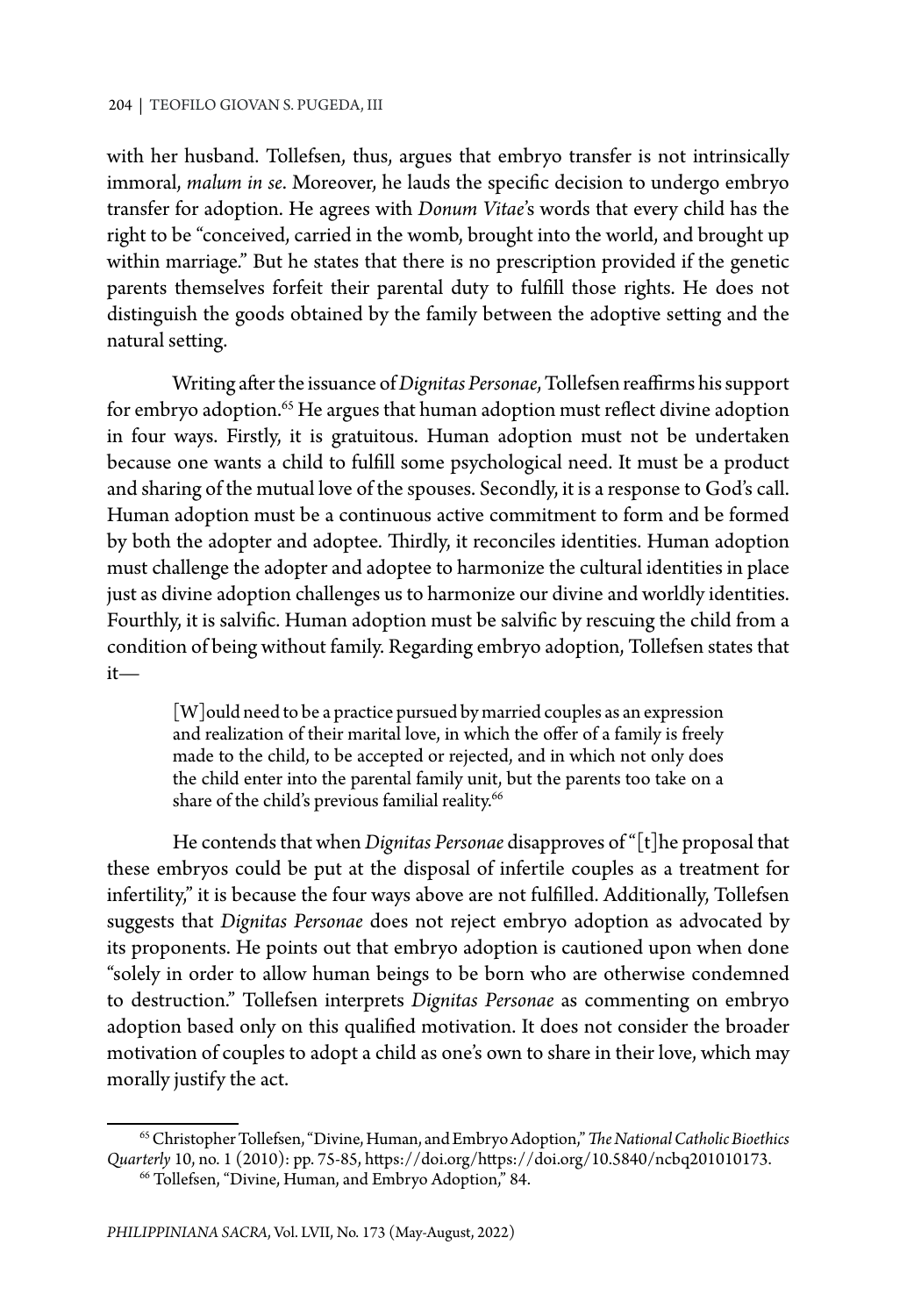with her husband. Tollefsen, thus, argues that embryo transfer is not intrinsically immoral, *malum in se*. Moreover, he lauds the specific decision to undergo embryo transfer for adoption. He agrees with *Donum Vitae*'s words that every child has the right to be "conceived, carried in the womb, brought into the world, and brought up within marriage." But he states that there is no prescription provided if the genetic parents themselves forfeit their parental duty to fulfill those rights. He does not distinguish the goods obtained by the family between the adoptive setting and the natural setting.

Writing after the issuance of *Dignitas Personae*, Tollefsen reaffirms his support for embryo adoption.[65] He argues that human adoption must reflect divine adoption in four ways. Firstly, it is gratuitous. Human adoption must not be undertaken because one wants a child to fulfill some psychological need. It must be a product and sharing of the mutual love of the spouses. Secondly, it is a response to God's call. Human adoption must be a continuous active commitment to form and be formed by both the adopter and adoptee. Thirdly, it reconciles identities. Human adoption must challenge the adopter and adoptee to harmonize the cultural identities in place just as divine adoption challenges us to harmonize our divine and worldly identities. Fourthly, it is salvific. Human adoption must be salvific by rescuing the child from a condition of being without family. Regarding embryo adoption, Tollefsen states that it—

> [W]ould need to be a practice pursued by married couples as an expression and realization of their marital love, in which the offer of a family is freely made to the child, to be accepted or rejected, and in which not only does the child enter into the parental family unit, but the parents too take on a share of the child's previous familial reality.[66]

He contends that when *Dignitas Personae* disapproves of "[t]he proposal that these embryos could be put at the disposal of infertile couples as a treatment for infertility," it is because the four ways above are not fulfilled. Additionally, Tollefsen suggests that *Dignitas Personae* does not reject embryo adoption as advocated by its proponents. He points out that embryo adoption is cautioned upon when done "solely in order to allow human beings to be born who are otherwise condemned to destruction." Tollefsen interprets *Dignitas Personae* as commenting on embryo adoption based only on this qualified motivation. It does not consider the broader motivation of couples to adopt a child as one's own to share in their love, which may morally justify the act.

---

[65] Christopher Tollefsen, "Divine, Human, and Embryo Adoption," *The National Catholic Bioethics Quarterly* 10, no. 1 (2010): pp. 75-85, https://doi.org/https://doi.org/10.5840/ncbq201010173.

[66] Tollefsen, "Divine, Human, and Embryo Adoption," 84.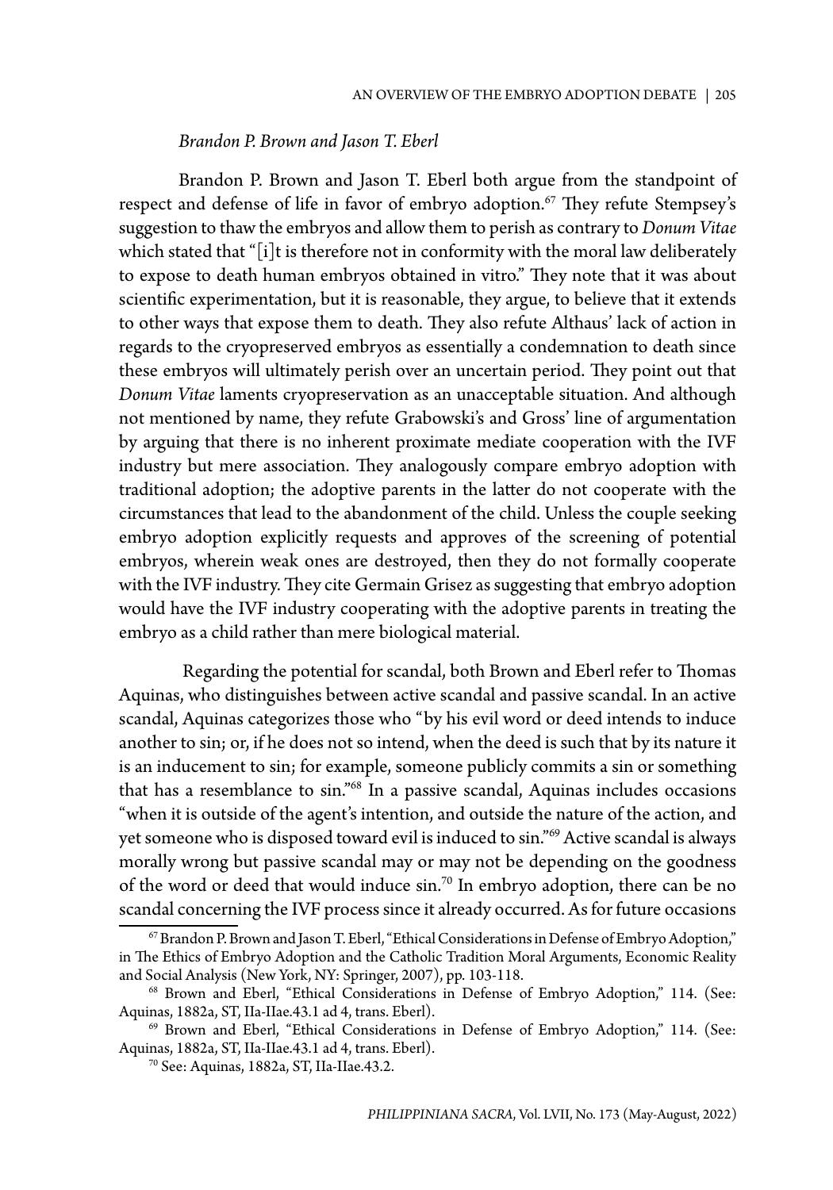*Brandon P. Brown and Jason T. Eberl*

Brandon P. Brown and Jason T. Eberl both argue from the standpoint of respect and defense of life in favor of embryo adoption.[67] They refute Stempsey's suggestion to thaw the embryos and allow them to perish as contrary to *Donum Vitae* which stated that "[i]t is therefore not in conformity with the moral law deliberately to expose to death human embryos obtained in vitro." They note that it was about scientific experimentation, but it is reasonable, they argue, to believe that it extends to other ways that expose them to death. They also refute Althaus' lack of action in regards to the cryopreserved embryos as essentially a condemnation to death since these embryos will ultimately perish over an uncertain period. They point out that *Donum Vitae* laments cryopreservation as an unacceptable situation. And although not mentioned by name, they refute Grabowski's and Gross' line of argumentation by arguing that there is no inherent proximate mediate cooperation with the IVF industry but mere association. They analogously compare embryo adoption with traditional adoption; the adoptive parents in the latter do not cooperate with the circumstances that lead to the abandonment of the child. Unless the couple seeking embryo adoption explicitly requests and approves of the screening of potential embryos, wherein weak ones are destroyed, then they do not formally cooperate with the IVF industry. They cite Germain Grisez as suggesting that embryo adoption would have the IVF industry cooperating with the adoptive parents in treating the embryo as a child rather than mere biological material.

Regarding the potential for scandal, both Brown and Eberl refer to Thomas Aquinas, who distinguishes between active scandal and passive scandal. In an active scandal, Aquinas categorizes those who "by his evil word or deed intends to induce another to sin; or, if he does not so intend, when the deed is such that by its nature it is an inducement to sin; for example, someone publicly commits a sin or something that has a resemblance to sin."[68] In a passive scandal, Aquinas includes occasions "when it is outside of the agent's intention, and outside the nature of the action, and yet someone who is disposed toward evil is induced to sin."[69] Active scandal is always morally wrong but passive scandal may or may not be depending on the goodness of the word or deed that would induce sin.[70] In embryo adoption, there can be no scandal concerning the IVF process since it already occurred. As for future occasions

[67] Brandon P. Brown and Jason T. Eberl, "Ethical Considerations in Defense of Embryo Adoption," in The Ethics of Embryo Adoption and the Catholic Tradition Moral Arguments, Economic Reality and Social Analysis (New York, NY: Springer, 2007), pp. 103-118.

[68] Brown and Eberl, "Ethical Considerations in Defense of Embryo Adoption," 114. (See: Aquinas, 1882a, ST, IIa-IIae.43.1 ad 4, trans. Eberl).

[69] Brown and Eberl, "Ethical Considerations in Defense of Embryo Adoption," 114. (See: Aquinas, 1882a, ST, IIa-IIae.43.1 ad 4, trans. Eberl).

[70] See: Aquinas, 1882a, ST, IIa-IIae.43.2.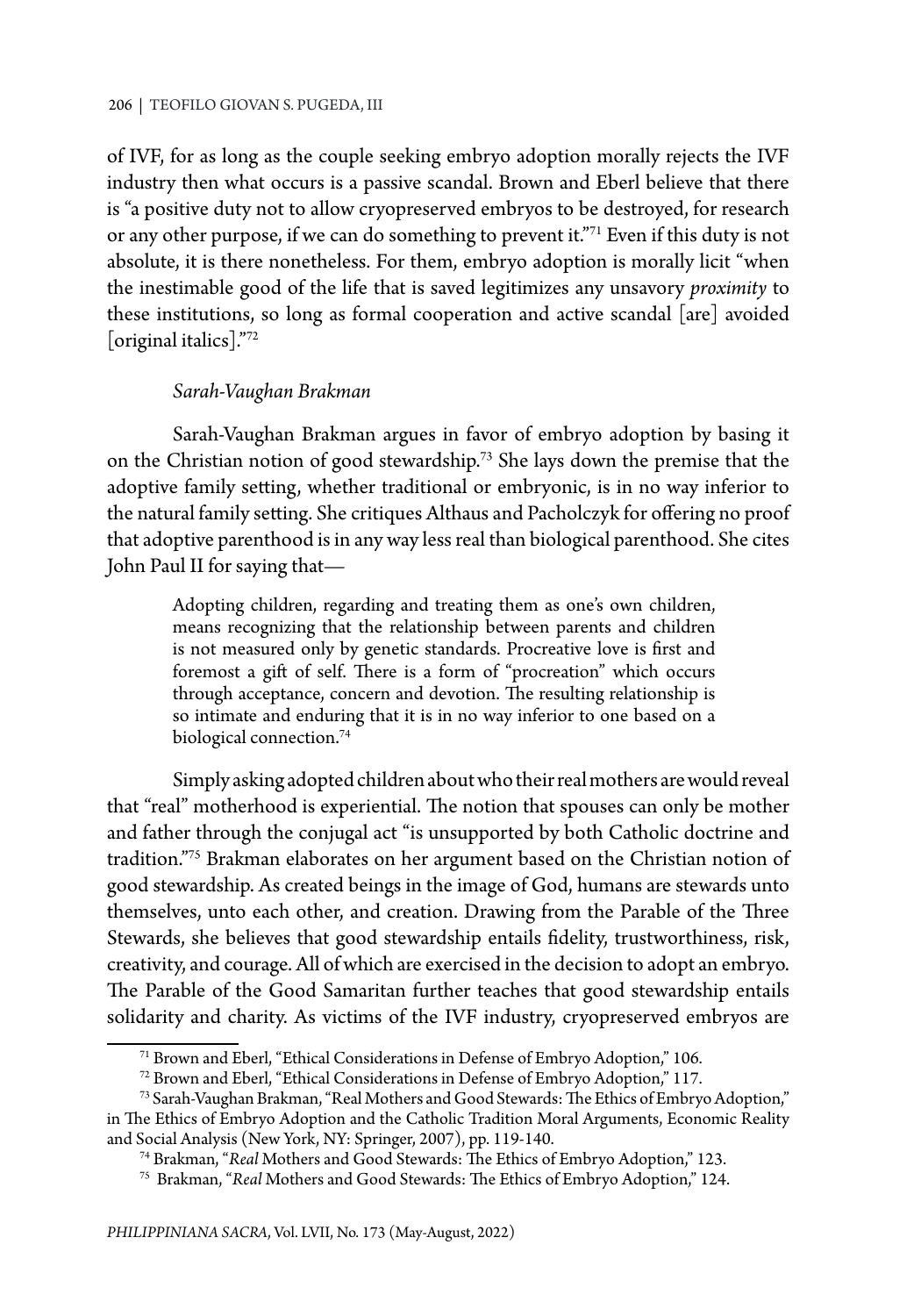of IVF, for as long as the couple seeking embryo adoption morally rejects the IVF industry then what occurs is a passive scandal. Brown and Eberl believe that there is "a positive duty not to allow cryopreserved embryos to be destroyed, for research or any other purpose, if we can do something to prevent it."[71] Even if this duty is not absolute, it is there nonetheless. For them, embryo adoption is morally licit "when the inestimable good of the life that is saved legitimizes any unsavory *proximity* to these institutions, so long as formal cooperation and active scandal [are] avoided [original italics]."[72]

*Sarah-Vaughan Brakman*

Sarah-Vaughan Brakman argues in favor of embryo adoption by basing it on the Christian notion of good stewardship.[73] She lays down the premise that the adoptive family setting, whether traditional or embryonic, is in no way inferior to the natural family setting. She critiques Althaus and Pacholczyk for offering no proof that adoptive parenthood is in any way less real than biological parenthood. She cites John Paul II for saying that—

> Adopting children, regarding and treating them as one's own children, means recognizing that the relationship between parents and children is not measured only by genetic standards. Procreative love is first and foremost a gift of self. There is a form of "procreation" which occurs through acceptance, concern and devotion. The resulting relationship is so intimate and enduring that it is in no way inferior to one based on a biological connection.[74]

Simply asking adopted children about who their real mothers are would reveal that "real" motherhood is experiential. The notion that spouses can only be mother and father through the conjugal act "is unsupported by both Catholic doctrine and tradition."[75] Brakman elaborates on her argument based on the Christian notion of good stewardship. As created beings in the image of God, humans are stewards unto themselves, unto each other, and creation. Drawing from the Parable of the Three Stewards, she believes that good stewardship entails fidelity, trustworthiness, risk, creativity, and courage. All of which are exercised in the decision to adopt an embryo. The Parable of the Good Samaritan further teaches that good stewardship entails solidarity and charity. As victims of the IVF industry, cryopreserved embryos are

---

[71] Brown and Eberl, "Ethical Considerations in Defense of Embryo Adoption," 106.

[72] Brown and Eberl, "Ethical Considerations in Defense of Embryo Adoption," 117.

[73] Sarah-Vaughan Brakman, "Real Mothers and Good Stewards: The Ethics of Embryo Adoption," in The Ethics of Embryo Adoption and the Catholic Tradition Moral Arguments, Economic Reality and Social Analysis (New York, NY: Springer, 2007), pp. 119-140.

[74] Brakman, "*Real* Mothers and Good Stewards: The Ethics of Embryo Adoption," 123.

[75] Brakman, "*Real* Mothers and Good Stewards: The Ethics of Embryo Adoption," 124.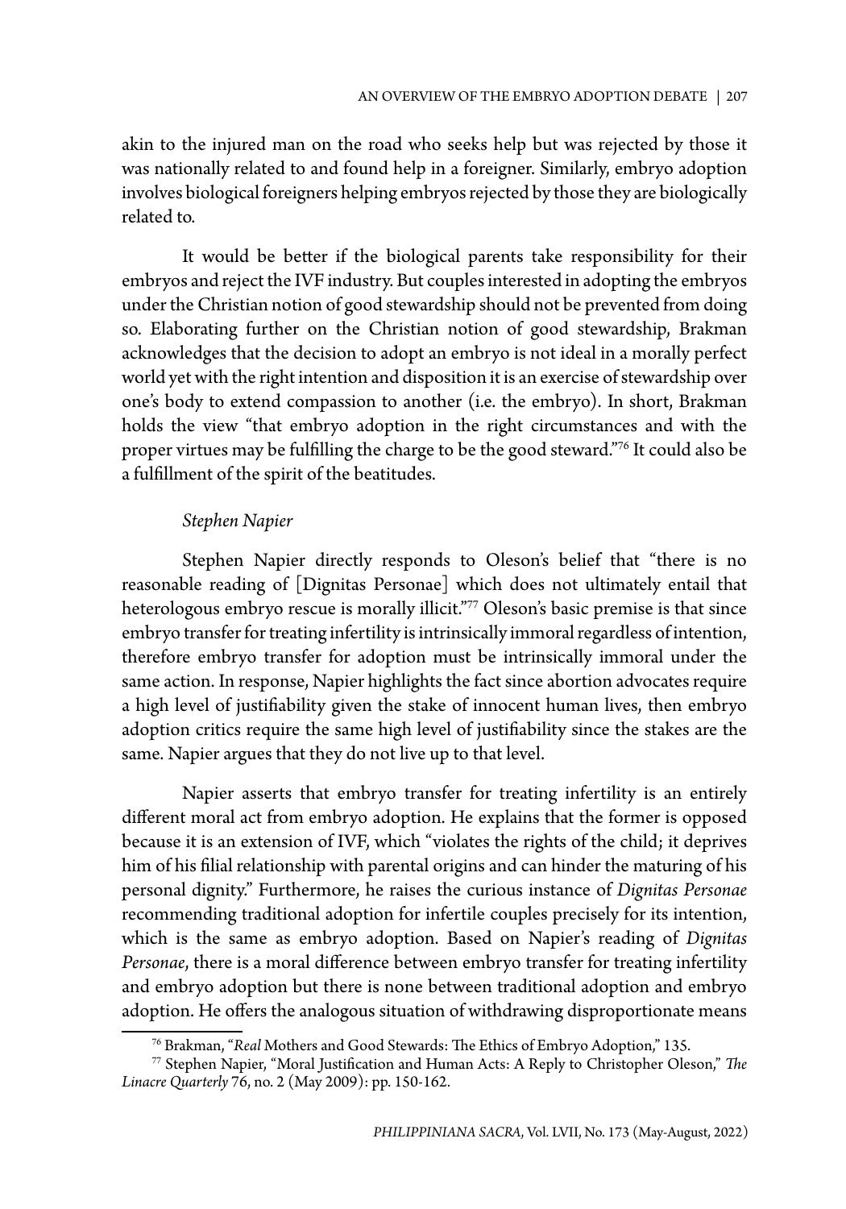akin to the injured man on the road who seeks help but was rejected by those it was nationally related to and found help in a foreigner. Similarly, embryo adoption involves biological foreigners helping embryos rejected by those they are biologically related to.

It would be better if the biological parents take responsibility for their embryos and reject the IVF industry. But couples interested in adopting the embryos under the Christian notion of good stewardship should not be prevented from doing so. Elaborating further on the Christian notion of good stewardship, Brakman acknowledges that the decision to adopt an embryo is not ideal in a morally perfect world yet with the right intention and disposition it is an exercise of stewardship over one's body to extend compassion to another (i.e. the embryo). In short, Brakman holds the view "that embryo adoption in the right circumstances and with the proper virtues may be fulfilling the charge to be the good steward."[76] It could also be a fulfillment of the spirit of the beatitudes.

*Stephen Napier*

Stephen Napier directly responds to Oleson's belief that "there is no reasonable reading of [Dignitas Personae] which does not ultimately entail that heterologous embryo rescue is morally illicit."[77] Oleson's basic premise is that since embryo transfer for treating infertility is intrinsically immoral regardless of intention, therefore embryo transfer for adoption must be intrinsically immoral under the same action. In response, Napier highlights the fact since abortion advocates require a high level of justifiability given the stake of innocent human lives, then embryo adoption critics require the same high level of justifiability since the stakes are the same. Napier argues that they do not live up to that level.

Napier asserts that embryo transfer for treating infertility is an entirely different moral act from embryo adoption. He explains that the former is opposed because it is an extension of IVF, which "violates the rights of the child; it deprives him of his filial relationship with parental origins and can hinder the maturing of his personal dignity." Furthermore, he raises the curious instance of *Dignitas Personae* recommending traditional adoption for infertile couples precisely for its intention, which is the same as embryo adoption. Based on Napier's reading of *Dignitas Personae*, there is a moral difference between embryo transfer for treating infertility and embryo adoption but there is none between traditional adoption and embryo adoption. He offers the analogous situation of withdrawing disproportionate means

---

[76] Brakman, "*Real* Mothers and Good Stewards: The Ethics of Embryo Adoption," 135.

[77] Stephen Napier, "Moral Justification and Human Acts: A Reply to Christopher Oleson," *The Linacre Quarterly* 76, no. 2 (May 2009): pp. 150-162.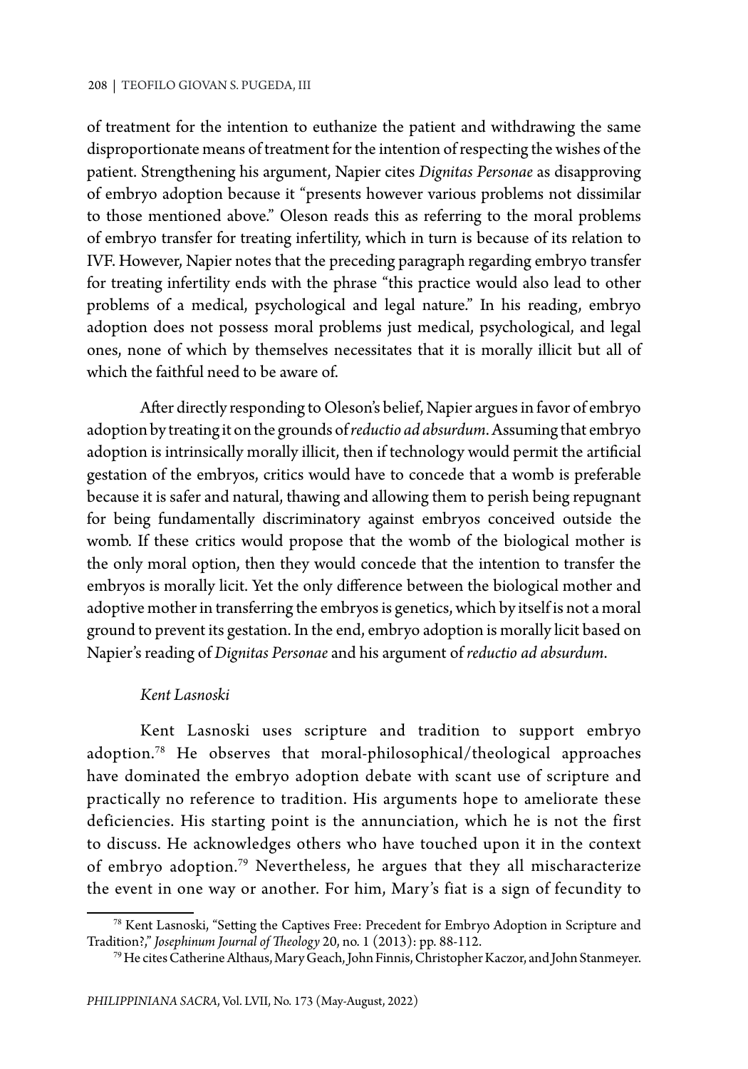of treatment for the intention to euthanize the patient and withdrawing the same disproportionate means of treatment for the intention of respecting the wishes of the patient. Strengthening his argument, Napier cites *Dignitas Personae* as disapproving of embryo adoption because it "presents however various problems not dissimilar to those mentioned above." Oleson reads this as referring to the moral problems of embryo transfer for treating infertility, which in turn is because of its relation to IVF. However, Napier notes that the preceding paragraph regarding embryo transfer for treating infertility ends with the phrase "this practice would also lead to other problems of a medical, psychological and legal nature." In his reading, embryo adoption does not possess moral problems just medical, psychological, and legal ones, none of which by themselves necessitates that it is morally illicit but all of which the faithful need to be aware of.

After directly responding to Oleson's belief, Napier argues in favor of embryo adoption by treating it on the grounds of *reductio ad absurdum*. Assuming that embryo adoption is intrinsically morally illicit, then if technology would permit the artificial gestation of the embryos, critics would have to concede that a womb is preferable because it is safer and natural, thawing and allowing them to perish being repugnant for being fundamentally discriminatory against embryos conceived outside the womb. If these critics would propose that the womb of the biological mother is the only moral option, then they would concede that the intention to transfer the embryos is morally licit. Yet the only difference between the biological mother and adoptive mother in transferring the embryos is genetics, which by itself is not a moral ground to prevent its gestation. In the end, embryo adoption is morally licit based on Napier's reading of *Dignitas Personae* and his argument of *reductio ad absurdum*.

### *Kent Lasnoski*

Kent Lasnoski uses scripture and tradition to support embryo adoption.[78] He observes that moral-philosophical/theological approaches have dominated the embryo adoption debate with scant use of scripture and practically no reference to tradition. His arguments hope to ameliorate these deficiencies. His starting point is the annunciation, which he is not the first to discuss. He acknowledges others who have touched upon it in the context of embryo adoption.[79] Nevertheless, he argues that they all mischaracterize the event in one way or another. For him, Mary's fiat is a sign of fecundity to

[78] Kent Lasnoski, "Setting the Captives Free: Precedent for Embryo Adoption in Scripture and Tradition?," *Josephinum Journal of Theology* 20, no. 1 (2013): pp. 88-112.

[79] He cites Catherine Althaus, Mary Geach, John Finnis, Christopher Kaczor, and John Stanmeyer.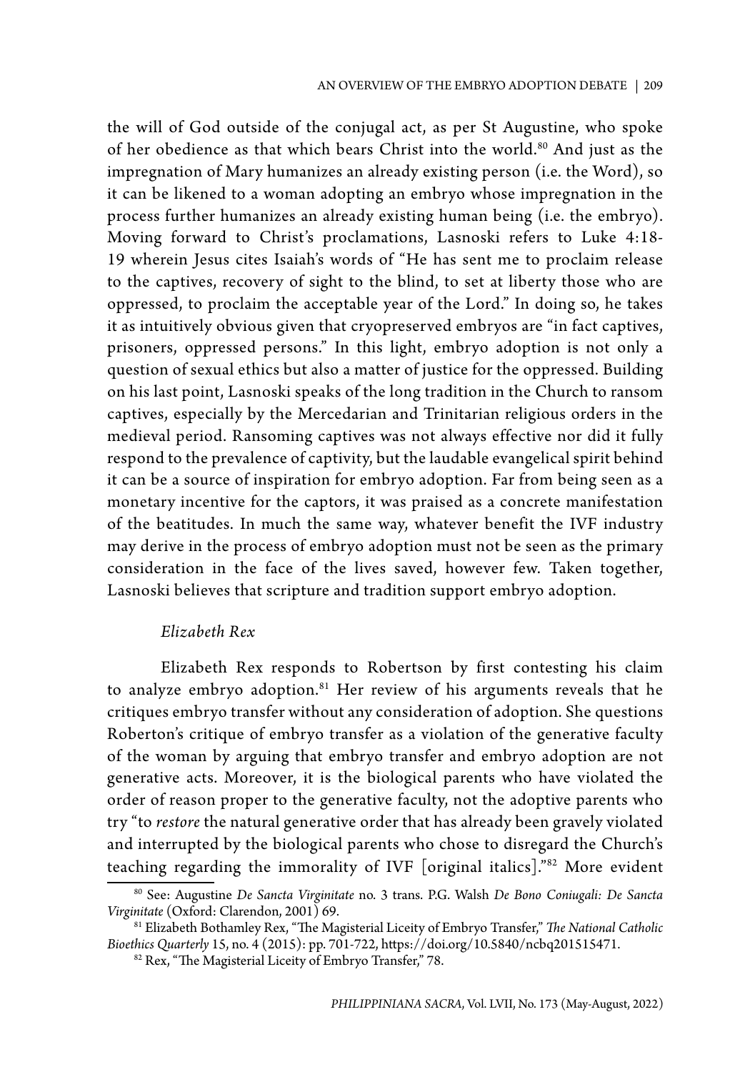the will of God outside of the conjugal act, as per St Augustine, who spoke of her obedience as that which bears Christ into the world.[80] And just as the impregnation of Mary humanizes an already existing person (i.e. the Word), so it can be likened to a woman adopting an embryo whose impregnation in the process further humanizes an already existing human being (i.e. the embryo). Moving forward to Christ's proclamations, Lasnoski refers to Luke 4:18-19 wherein Jesus cites Isaiah's words of "He has sent me to proclaim release to the captives, recovery of sight to the blind, to set at liberty those who are oppressed, to proclaim the acceptable year of the Lord." In doing so, he takes it as intuitively obvious given that cryopreserved embryos are "in fact captives, prisoners, oppressed persons." In this light, embryo adoption is not only a question of sexual ethics but also a matter of justice for the oppressed. Building on his last point, Lasnoski speaks of the long tradition in the Church to ransom captives, especially by the Mercedarian and Trinitarian religious orders in the medieval period. Ransoming captives was not always effective nor did it fully respond to the prevalence of captivity, but the laudable evangelical spirit behind it can be a source of inspiration for embryo adoption. Far from being seen as a monetary incentive for the captors, it was praised as a concrete manifestation of the beatitudes. In much the same way, whatever benefit the IVF industry may derive in the process of embryo adoption must not be seen as the primary consideration in the face of the lives saved, however few. Taken together, Lasnoski believes that scripture and tradition support embryo adoption.

### *Elizabeth Rex*

Elizabeth Rex responds to Robertson by first contesting his claim to analyze embryo adoption.[81] Her review of his arguments reveals that he critiques embryo transfer without any consideration of adoption. She questions Roberton's critique of embryo transfer as a violation of the generative faculty of the woman by arguing that embryo transfer and embryo adoption are not generative acts. Moreover, it is the biological parents who have violated the order of reason proper to the generative faculty, not the adoptive parents who try "to *restore* the natural generative order that has already been gravely violated and interrupted by the biological parents who chose to disregard the Church's teaching regarding the immorality of IVF [original italics]."[82] More evident

[80] See: Augustine *De Sancta Virginitate* no. 3 trans. P.G. Walsh *De Bono Coniugali: De Sancta Virginitate* (Oxford: Clarendon, 2001) 69.

[81] Elizabeth Bothamley Rex, "The Magisterial Liceity of Embryo Transfer," *The National Catholic Bioethics Quarterly* 15, no. 4 (2015): pp. 701-722, https://doi.org/10.5840/ncbq201515471.

[82] Rex, "The Magisterial Liceity of Embryo Transfer," 78.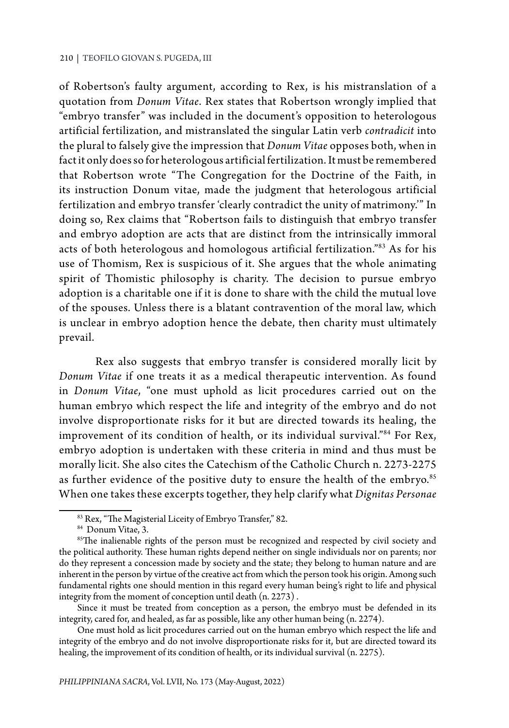of Robertson's faulty argument, according to Rex, is his mistranslation of a quotation from *Donum Vitae*. Rex states that Robertson wrongly implied that "embryo transfer" was included in the document's opposition to heterologous artificial fertilization, and mistranslated the singular Latin verb *contradicit* into the plural to falsely give the impression that *Donum Vitae* opposes both, when in fact it only does so for heterologous artificial fertilization. It must be remembered that Robertson wrote "The Congregation for the Doctrine of the Faith, in its instruction Donum vitae, made the judgment that heterologous artificial fertilization and embryo transfer 'clearly contradict the unity of matrimony.'" In doing so, Rex claims that "Robertson fails to distinguish that embryo transfer and embryo adoption are acts that are distinct from the intrinsically immoral acts of both heterologous and homologous artificial fertilization."[83] As for his use of Thomism, Rex is suspicious of it. She argues that the whole animating spirit of Thomistic philosophy is charity. The decision to pursue embryo adoption is a charitable one if it is done to share with the child the mutual love of the spouses. Unless there is a blatant contravention of the moral law, which is unclear in embryo adoption hence the debate, then charity must ultimately prevail.

Rex also suggests that embryo transfer is considered morally licit by *Donum Vitae* if one treats it as a medical therapeutic intervention. As found in *Donum Vitae*, "one must uphold as licit procedures carried out on the human embryo which respect the life and integrity of the embryo and do not involve disproportionate risks for it but are directed towards its healing, the improvement of its condition of health, or its individual survival."[84] For Rex, embryo adoption is undertaken with these criteria in mind and thus must be morally licit. She also cites the Catechism of the Catholic Church n. 2273-2275 as further evidence of the positive duty to ensure the health of the embryo.[85] When one takes these excerpts together, they help clarify what *Dignitas Personae*

---

[83] Rex, "The Magisterial Liceity of Embryo Transfer," 82.

[84] Donum Vitae, 3.

[85] The inalienable rights of the person must be recognized and respected by civil society and the political authority. These human rights depend neither on single individuals nor on parents; nor do they represent a concession made by society and the state; they belong to human nature and are inherent in the person by virtue of the creative act from which the person took his origin. Among such fundamental rights one should mention in this regard every human being's right to life and physical integrity from the moment of conception until death (n. 2273) .

Since it must be treated from conception as a person, the embryo must be defended in its integrity, cared for, and healed, as far as possible, like any other human being (n. 2274).

One must hold as licit procedures carried out on the human embryo which respect the life and integrity of the embryo and do not involve disproportionate risks for it, but are directed toward its healing, the improvement of its condition of health, or its individual survival (n. 2275).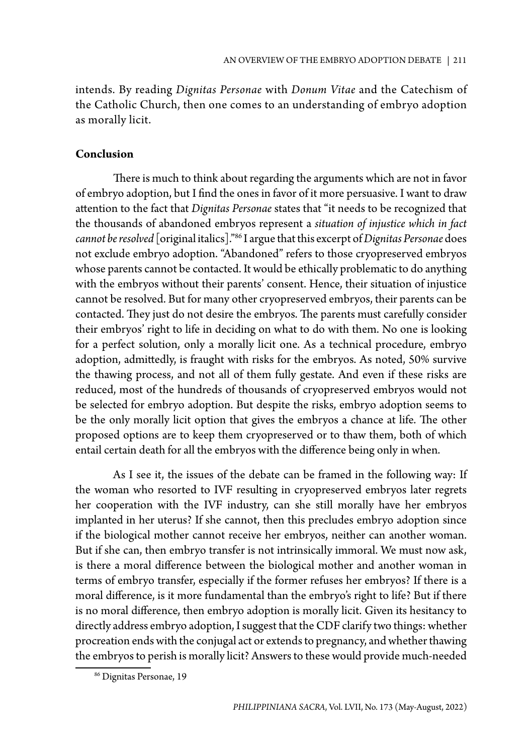intends. By reading *Dignitas Personae* with *Donum Vitae* and the Catechism of the Catholic Church, then one comes to an understanding of embryo adoption as morally licit.

## Conclusion

There is much to think about regarding the arguments which are not in favor of embryo adoption, but I find the ones in favor of it more persuasive. I want to draw attention to the fact that *Dignitas Personae* states that "it needs to be recognized that the thousands of abandoned embryos represent a *situation of injustice which in fact cannot be resolved* [original italics]."[86] I argue that this excerpt of *Dignitas Personae* does not exclude embryo adoption. "Abandoned" refers to those cryopreserved embryos whose parents cannot be contacted. It would be ethically problematic to do anything with the embryos without their parents' consent. Hence, their situation of injustice cannot be resolved. But for many other cryopreserved embryos, their parents can be contacted. They just do not desire the embryos. The parents must carefully consider their embryos' right to life in deciding on what to do with them. No one is looking for a perfect solution, only a morally licit one. As a technical procedure, embryo adoption, admittedly, is fraught with risks for the embryos. As noted, 50% survive the thawing process, and not all of them fully gestate. And even if these risks are reduced, most of the hundreds of thousands of cryopreserved embryos would not be selected for embryo adoption. But despite the risks, embryo adoption seems to be the only morally licit option that gives the embryos a chance at life. The other proposed options are to keep them cryopreserved or to thaw them, both of which entail certain death for all the embryos with the difference being only in when.

As I see it, the issues of the debate can be framed in the following way: If the woman who resorted to IVF resulting in cryopreserved embryos later regrets her cooperation with the IVF industry, can she still morally have her embryos implanted in her uterus? If she cannot, then this precludes embryo adoption since if the biological mother cannot receive her embryos, neither can another woman. But if she can, then embryo transfer is not intrinsically immoral. We must now ask, is there a moral difference between the biological mother and another woman in terms of embryo transfer, especially if the former refuses her embryos? If there is a moral difference, is it more fundamental than the embryo's right to life? But if there is no moral difference, then embryo adoption is morally licit. Given its hesitancy to directly address embryo adoption, I suggest that the CDF clarify two things: whether procreation ends with the conjugal act or extends to pregnancy, and whether thawing the embryos to perish is morally licit? Answers to these would provide much-needed

[86] Dignitas Personae, 19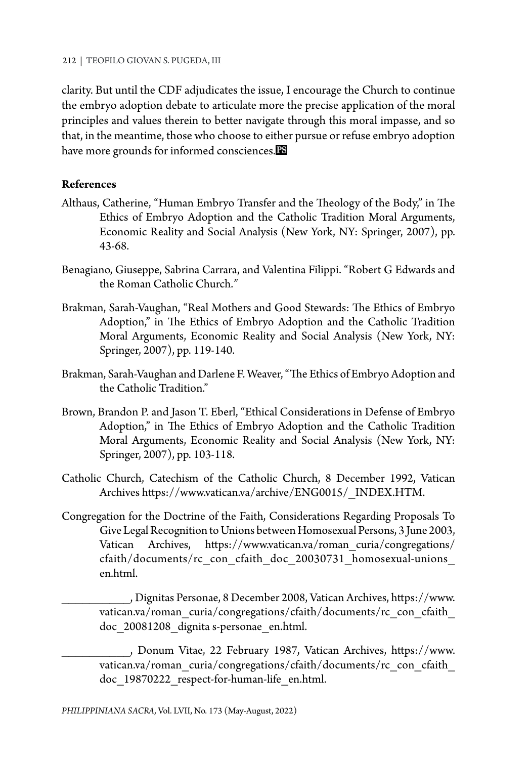clarity. But until the CDF adjudicates the issue, I encourage the Church to continue the embryo adoption debate to articulate more the precise application of the moral principles and values therein to better navigate through this moral impasse, and so that, in the meantime, those who choose to either pursue or refuse embryo adoption have more grounds for informed consciences.

**References**

Althaus, Catherine, "Human Embryo Transfer and the Theology of the Body," in The Ethics of Embryo Adoption and the Catholic Tradition Moral Arguments, Economic Reality and Social Analysis (New York, NY: Springer, 2007), pp. 43-68.

Benagiano, Giuseppe, Sabrina Carrara, and Valentina Filippi. "Robert G Edwards and the Roman Catholic Church."

Brakman, Sarah-Vaughan, "Real Mothers and Good Stewards: The Ethics of Embryo Adoption," in The Ethics of Embryo Adoption and the Catholic Tradition Moral Arguments, Economic Reality and Social Analysis (New York, NY: Springer, 2007), pp. 119-140.

Brakman, Sarah-Vaughan and Darlene F. Weaver, "The Ethics of Embryo Adoption and the Catholic Tradition."

Brown, Brandon P. and Jason T. Eberl, "Ethical Considerations in Defense of Embryo Adoption," in The Ethics of Embryo Adoption and the Catholic Tradition Moral Arguments, Economic Reality and Social Analysis (New York, NY: Springer, 2007), pp. 103-118.

Catholic Church, Catechism of the Catholic Church, 8 December 1992, Vatican Archives https://www.vatican.va/archive/ENG0015/_INDEX.HTM.

Congregation for the Doctrine of the Faith, Considerations Regarding Proposals To Give Legal Recognition to Unions between Homosexual Persons, 3 June 2003, Vatican Archives, https://www.vatican.va/roman_curia/congregations/cfaith/documents/rc_con_cfaith_doc_20030731_homosexual-unions_en.html.

___________, Dignitas Personae, 8 December 2008, Vatican Archives, https://www.vatican.va/roman_curia/congregations/cfaith/documents/rc_con_cfaith_doc_20081208_dignita s-personae_en.html.

___________, Donum Vitae, 22 February 1987, Vatican Archives, https://www.vatican.va/roman_curia/congregations/cfaith/documents/rc_con_cfaith_doc_19870222_respect-for-human-life_en.html.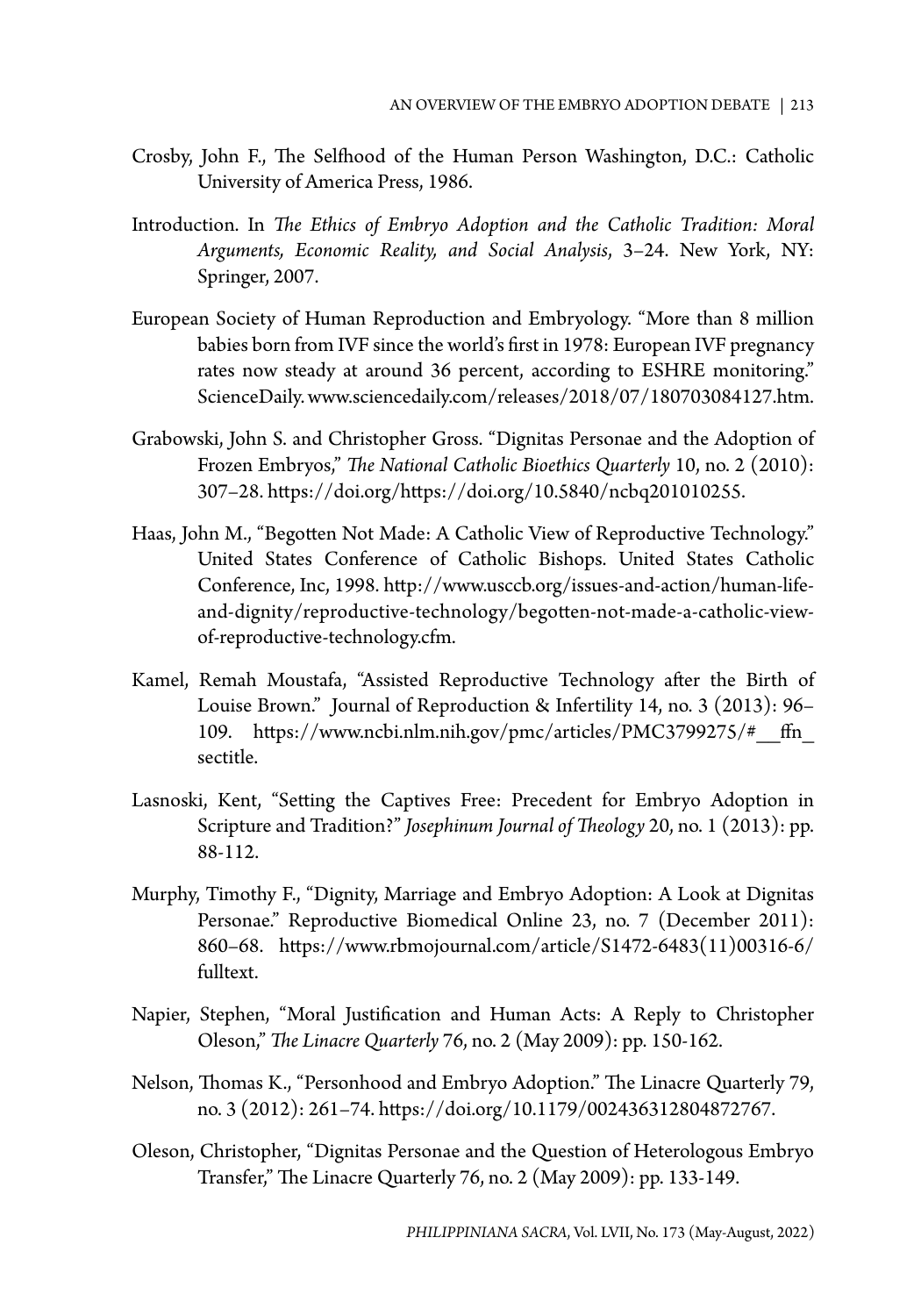Crosby, John F., The Selfhood of the Human Person Washington, D.C.: Catholic University of America Press, 1986.

Introduction. In *The Ethics of Embryo Adoption and the Catholic Tradition: Moral Arguments, Economic Reality, and Social Analysis*, 3–24. New York, NY: Springer, 2007.

European Society of Human Reproduction and Embryology. "More than 8 million babies born from IVF since the world's first in 1978: European IVF pregnancy rates now steady at around 36 percent, according to ESHRE monitoring." ScienceDaily. www.sciencedaily.com/releases/2018/07/180703084127.htm.

Grabowski, John S. and Christopher Gross. "Dignitas Personae and the Adoption of Frozen Embryos," *The National Catholic Bioethics Quarterly* 10, no. 2 (2010): 307–28. https://doi.org/https://doi.org/10.5840/ncbq201010255.

Haas, John M., "Begotten Not Made: A Catholic View of Reproductive Technology." United States Conference of Catholic Bishops. United States Catholic Conference, Inc, 1998. http://www.usccb.org/issues-and-action/human-life-and-dignity/reproductive-technology/begotten-not-made-a-catholic-view-of-reproductive-technology.cfm.

Kamel, Remah Moustafa, "Assisted Reproductive Technology after the Birth of Louise Brown." Journal of Reproduction & Infertility 14, no. 3 (2013): 96–109. https://www.ncbi.nlm.nih.gov/pmc/articles/PMC3799275/#__ffn_sectitle.

Lasnoski, Kent, "Setting the Captives Free: Precedent for Embryo Adoption in Scripture and Tradition?" *Josephinum Journal of Theology* 20, no. 1 (2013): pp. 88-112.

Murphy, Timothy F., "Dignity, Marriage and Embryo Adoption: A Look at Dignitas Personae." Reproductive Biomedical Online 23, no. 7 (December 2011): 860–68. https://www.rbmojournal.com/article/S1472-6483(11)00316-6/fulltext.

Napier, Stephen, "Moral Justification and Human Acts: A Reply to Christopher Oleson," *The Linacre Quarterly* 76, no. 2 (May 2009): pp. 150-162.

Nelson, Thomas K., "Personhood and Embryo Adoption." The Linacre Quarterly 79, no. 3 (2012): 261–74. https://doi.org/10.1179/002436312804872767.

Oleson, Christopher, "Dignitas Personae and the Question of Heterologous Embryo Transfer," The Linacre Quarterly 76, no. 2 (May 2009): pp. 133-149.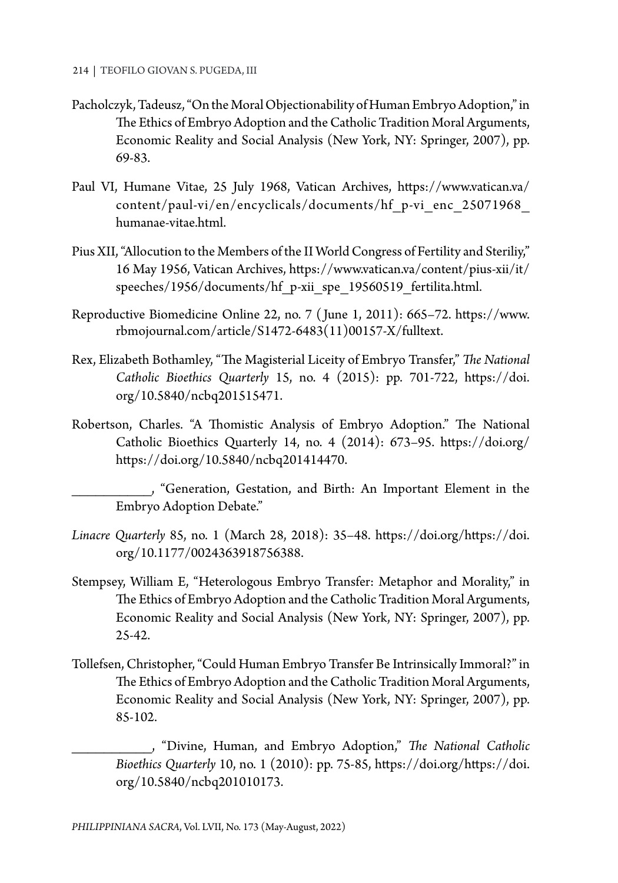Pacholczyk, Tadeusz, "On the Moral Objectionability of Human Embryo Adoption," in The Ethics of Embryo Adoption and the Catholic Tradition Moral Arguments, Economic Reality and Social Analysis (New York, NY: Springer, 2007), pp. 69-83.

Paul VI, Humane Vitae, 25 July 1968, Vatican Archives, https://www.vatican.va/content/paul-vi/en/encyclicals/documents/hf_p-vi_enc_25071968_humanae-vitae.html.

Pius XII, "Allocution to the Members of the II World Congress of Fertility and Steriliy," 16 May 1956, Vatican Archives, https://www.vatican.va/content/pius-xii/it/speeches/1956/documents/hf_p-xii_spe_19560519_fertilita.html.

Reproductive Biomedicine Online 22, no. 7 (June 1, 2011): 665–72. https://www.rbmojournal.com/article/S1472-6483(11)00157-X/fulltext.

Rex, Elizabeth Bothamley, "The Magisterial Liceity of Embryo Transfer," *The National Catholic Bioethics Quarterly* 15, no. 4 (2015): pp. 701-722, https://doi.org/10.5840/ncbq201515471.

Robertson, Charles. "A Thomistic Analysis of Embryo Adoption." The National Catholic Bioethics Quarterly 14, no. 4 (2014): 673–95. https://doi.org/https://doi.org/10.5840/ncbq201414470.

\_\_\_\_\_\_\_\_\_\_\_\_, "Generation, Gestation, and Birth: An Important Element in the Embryo Adoption Debate."

*Linacre Quarterly* 85, no. 1 (March 28, 2018): 35–48. https://doi.org/https://doi.org/10.1177/0024363918756388.

Stempsey, William E, "Heterologous Embryo Transfer: Metaphor and Morality," in The Ethics of Embryo Adoption and the Catholic Tradition Moral Arguments, Economic Reality and Social Analysis (New York, NY: Springer, 2007), pp. 25-42.

Tollefsen, Christopher, "Could Human Embryo Transfer Be Intrinsically Immoral?" in The Ethics of Embryo Adoption and the Catholic Tradition Moral Arguments, Economic Reality and Social Analysis (New York, NY: Springer, 2007), pp. 85-102.

\_\_\_\_\_\_\_\_\_\_\_\_, "Divine, Human, and Embryo Adoption," *The National Catholic Bioethics Quarterly* 10, no. 1 (2010): pp. 75-85, https://doi.org/https://doi.org/10.5840/ncbq201010173.